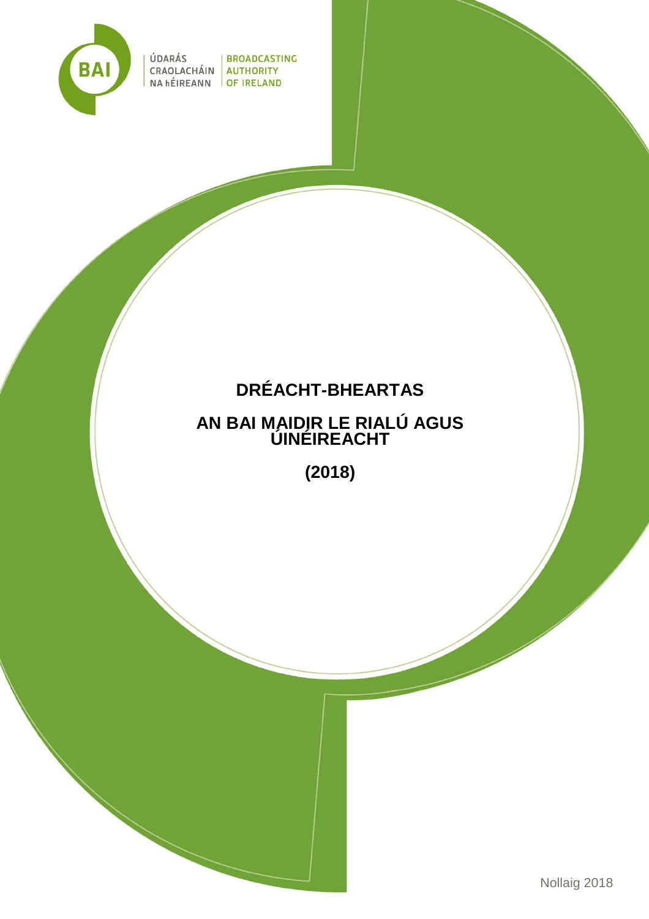ÚDARÁS CRAOLACHÁIN NA hÉIREANN | BROADCASTING AUTHORITY OF IRELAND

# DRÉACHT-BHEARTAS

# AN BAI MAIDIR LE RIALÚ AGUS ÚINÉIREACHT

**(2018)**

Nollaig 2018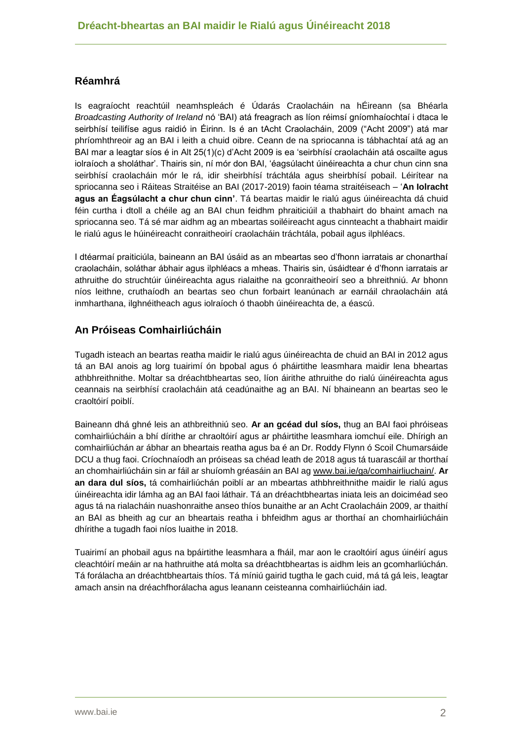## Réamhrá

Is eagraíocht reachtúil neamhspleách é Údarás Craolacháin na hÉireann (sa Bhéarla *Broadcasting Authority of Ireland* nó 'BAI) atá freagrach as líon réimsí gníomhaíochtaí i dtaca le seirbhísí teilifíse agus raidió in Éirinn. Is é an tAcht Craolacháin, 2009 ("Acht 2009") atá mar phríomhthreoir ag an BAI i leith a chuid oibre. Ceann de na spriocanna is tábhachtaí atá ag an BAI mar a leagtar síos é in Alt 25(1)(c) d'Acht 2009 is ea 'seirbhísí craolacháin atá oscailte agus iolraíoch a sholáthar'. Thairis sin, ní mór don BAI, 'éagsúlacht úinéireachta a chur chun cinn sna seirbhísí craolacháin mór le rá, idir sheirbhísí tráchtála agus sheirbhísí pobail. Léirítear na spriocanna seo i Ráiteas Straitéise an BAI (2017-2019) faoin téama straitéiseach – '**An Iolracht agus an Éagsúlacht a chur chun cinn'**. Tá beartas maidir le rialú agus úinéireachta dá chuid féin curtha i dtoll a chéile ag an BAI chun feidhm phraiticiúil a thabhairt do bhaint amach na spriocanna seo. Tá sé mar aidhm ag an mbeartas soiléireacht agus cinnteacht a thabhairt maidir le rialú agus le húinéireacht conraitheoirí craolacháin tráchtála, pobail agus ilphléacs.

I dtéarmaí praiticiúla, baineann an BAI úsáid as an mbeartas seo d'fhonn iarratais ar chonarthaí craolacháin, soláthar ábhair agus ilphléacs a mheas. Thairis sin, úsáidtear é d'fhonn iarratais ar athruithe do struchtúir úinéireachta agus rialaithe na gconraitheoirí seo a bhreithniú. Ar bhonn níos leithne, cruthaíodh an beartas seo chun forbairt leanúnach ar earnáil chraolacháin atá inmharthana, ilghnéitheach agus iolraíoch ó thaobh úinéireachta de, a éascú.

## An Próiseas Comhairliúcháin

Tugadh isteach an beartas reatha maidir le rialú agus úinéireachta de chuid an BAI in 2012 agus tá an BAI anois ag lorg tuairimí ón bpobal agus ó pháirtithe leasmhara maidir lena bheartas athbhreithnithe. Moltar sa dréachtbheartas seo, líon áirithe athruithe do rialú úinéireachta agus ceannais na seirbhísí craolacháin atá ceadúnaithe ag an BAI. Ní bhaineann an beartas seo le craoltóirí poiblí.

Baineann dhá ghné leis an athbhreithniú seo. **Ar an gcéad dul síos,** thug an BAI faoi phróiseas comhairliúcháin a bhí dírithe ar chraoltóirí agus ar pháirtithe leasmhara iomchuí eile. Dhírigh an comhairliúchán ar ábhar an bheartais reatha agus ba é an Dr. Roddy Flynn ó Scoil Chumarsáide DCU a thug faoi. Críochnaíodh an próiseas sa chéad leath de 2018 agus tá tuarascáil ar thorthaí an chomhairliúcháin sin ar fáil ar shuíomh gréasáin an BAI ag www.bai.ie/ga/comhairliuchain/. **Ar an dara dul síos,** tá comhairliúchán poiblí ar an mbeartas athbhreithnithe maidir le rialú agus úinéireachta idir lámha ag an BAI faoi láthair. Tá an dréachtbheartas iniata leis an doiciméad seo agus tá na rialacháin nuashonraithe anseo thíos bunaithe ar an Acht Craolacháin 2009, ar thaithí an BAI as bheith ag cur an bheartais reatha i bhfeidhm agus ar thorthaí an chomhairliúcháin dhírithe a tugadh faoi níos luaithe in 2018.

Tuairimí an phobail agus na bpáirtithe leasmhara a fháil, mar aon le craoltóirí agus úinéirí agus cleachtóirí meáin ar na hathruithe atá molta sa dréachtbheartas is aidhm leis an gcomharliúchán. Tá forálacha an dréachtbheartais thíos. Tá míniú gairid tugtha le gach cuid, má tá gá leis, leagtar amach ansin na dréachfhorálacha agus leanann ceisteanna comhairliúcháin iad.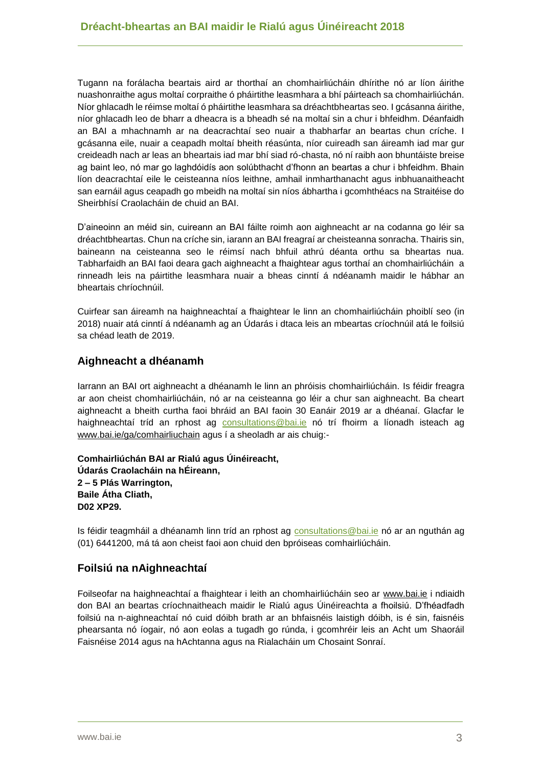Tugann na forálacha beartais aird ar thorthaí an chomhairliúcháin dhírithe nó ar líon áirithe nuashonraithe agus moltaí corpraithe ó pháirtithe leasmhara a bhí páirteach sa chomhairliúchán. Níor ghlacadh le réimse moltaí ó pháirtithe leasmhara sa dréachtbheartas seo. I gcásanna áirithe, níor ghlacadh leo de bharr a dheacra is a bheadh sé na moltaí sin a chur i bhfeidhm. Déanfaidh an BAI a mhachnamh ar na deacrachtaí seo nuair a thabharfar an beartas chun críche. I gcásanna eile, nuair a ceapadh moltaí bheith réasúnta, níor cuireadh san áireamh iad mar gur creideadh nach ar leas an bheartais iad mar bhí siad ró-chasta, nó ní raibh aon bhuntáiste breise ag baint leo, nó mar go laghdóidís aon solúbthacht d'fhonn an beartas a chur i bhfeidhm. Bhain líon deacrachtaí eile le ceisteanna níos leithne, amhail inmharthanacht agus inbhuanaitheacht san earnáil agus ceapadh go mbeidh na moltaí sin níos ábhartha i gcomhthéacs na Straitéise do Sheirbhísí Craolacháin de chuid an BAI.

D'aineoinn an méid sin, cuireann an BAI fáilte roimh aon aighneacht ar na codanna go léir sa dréachtbheartas. Chun na críche sin, iarann an BAI freagraí ar cheisteanna sonracha. Thairis sin, baineann na ceisteanna seo le réimsí nach bhfuil athrú déanta orthu sa bheartas nua. Tabharfaidh an BAI faoi deara gach aighneacht a fhaightear agus torthaí an chomhairliúcháin a rinneadh leis na páirtithe leasmhara nuair a bheas cinntí á ndéanamh maidir le hábhar an bheartais chríochnúil.

Cuirfear san áireamh na haighneachtaí a fhaightear le linn an chomhairliúcháin phoiblí seo (in 2018) nuair atá cinntí á ndéanamh ag an Údarás i dtaca leis an mbeartas críochnúil atá le foilsiú sa chéad leath de 2019.

## Aighneacht a dhéanamh

Iarrann an BAI ort aighneacht a dhéanamh le linn an phróisis chomhairliúcháin. Is féidir freagra ar aon cheist chomhairliúcháin, nó ar na ceisteanna go léir a chur san aighneacht. Ba cheart aighneacht a bheith curtha faoi bhráid an BAI faoin 30 Eanáir 2019 ar a dhéanaí. Glacfar le haighneachtaí tríd an rphost ag consultations@bai.ie nó trí fhoirm a líonadh isteach ag www.bai.ie/ga/comhairliuchain agus í a sheoladh ar ais chuig:-

**Comhairliúchán BAI ar Rialú agus Úinéireacht,**
**Údarás Craolacháin na hÉireann,**
**2 – 5 Plás Warrington,**
**Baile Átha Cliath,**
**D02 XP29.**

Is féidir teagmháil a dhéanamh linn tríd an rphost ag consultations@bai.ie nó ar an nguthán ag (01) 6441200, má tá aon cheist faoi aon chuid den bpróiseas comhairliúcháin.

## Foilsiú na nAighneachtaí

Foilseofar na haighneachtaí a fhaightear i leith an chomhairliúcháin seo ar www.bai.ie i ndiaidh don BAI an beartas críochnaitheach maidir le Rialú agus Úinéireachta a fhoilsiú. D'fhéadfadh foilsiú na n-aighneachtaí nó cuid dóibh brath ar an bhfaisnéis laistigh dóibh, is é sin, faisnéis phearsanta nó íogair, nó aon eolas a tugadh go rúnda, i gcomhréir leis an Acht um Shaoráil Faisnéise 2014 agus na hAchtanna agus na Rialacháin um Chosaint Sonraí.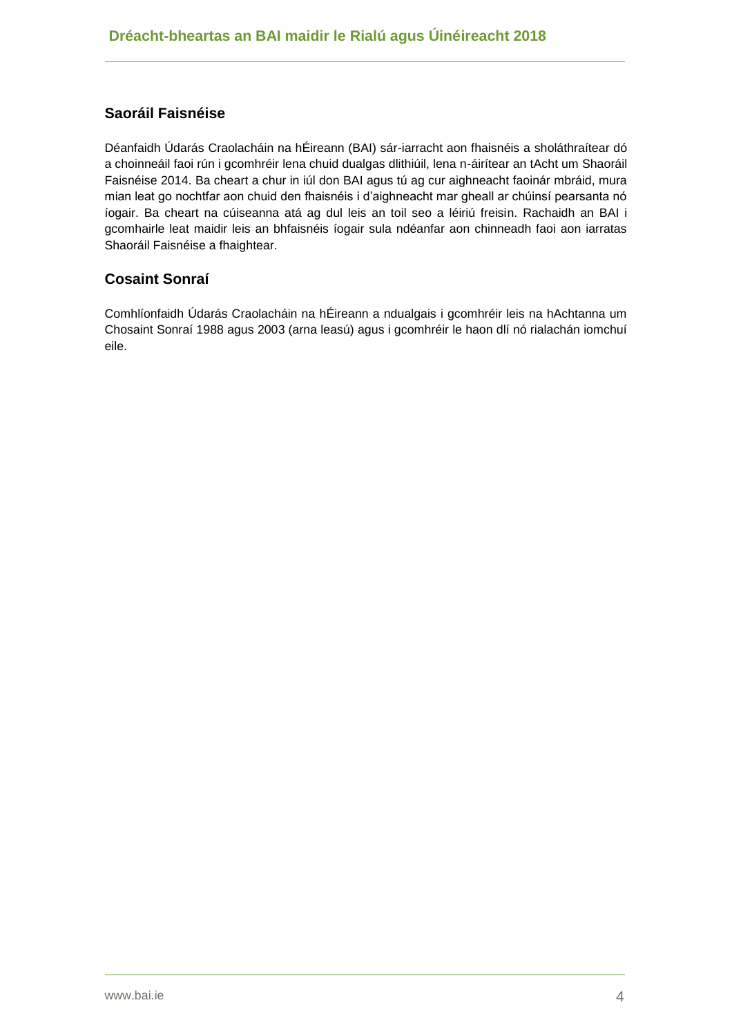## Saoráil Faisnéise

Déanfaidh Údarás Craolacháin na hÉireann (BAI) sár-iarracht aon fhaisnéis a sholáthraítear dó a choinneáil faoi rún i gcomhréir lena chuid dualgas dlithiúil, lena n-áirítear an tAcht um Shaoráil Faisnéise 2014. Ba cheart a chur in iúl don BAI agus tú ag cur aighneacht faoinár mbráid, mura mian leat go nochtfar aon chuid den fhaisnéis i d'aighneacht mar gheall ar chúinsí pearsanta nó íogair. Ba cheart na cúiseanna atá ag dul leis an toil seo a léiriú freisin. Rachaidh an BAI i gcomhairle leat maidir leis an bhfaisnéis íogair sula ndéanfar aon chinneadh faoi aon iarratas Shaoráil Faisnéise a fhaightear.

## Cosaint Sonraí

Comhlíonfaidh Údarás Craolacháin na hÉireann a ndualgais i gcomhréir leis na hAchtanna um Chosaint Sonraí 1988 agus 2003 (arna leasú) agus i gcomhréir le haon dlí nó rialachán iomchuí eile.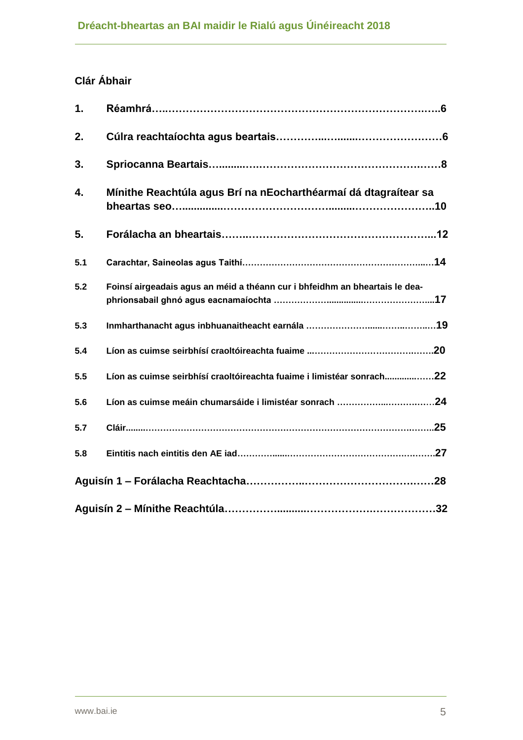## Clár Ábhair

| | | |
|---|---|---|
| **1.** | **Réamhrá** | **6** |
| **2.** | **Cúlra reachtaíochta agus beartais** | **6** |
| **3.** | **Spriocanna Beartais** | **8** |
| **4.** | **Mínithe Reachtúla agus Brí na nEochairthéarmaí dá dtagraítear sa bheartas seo** | **10** |
| **5.** | **Forálacha an bheartais** | **12** |
| **5.1** | **Carachtar, Saineolas agus Taithí** | **14** |
| **5.2** | **Foinsí airgeadais agus an méid a théann cur i bhfeidhm an bheartais le dea-phrionsabail ghnó agus eacnamaíochta** | **17** |
| **5.3** | **Inmharthanacht agus inbhuanaitheacht earnála** | **19** |
| **5.4** | **Líon as cuimse seirbhísí craoltóireachta fuaime** | **20** |
| **5.5** | **Líon as cuimse seirbhísí craoltóireachta fuaime i limistéar sonrach** | **22** |
| **5.6** | **Líon as cuimse meáin chumarsáide i limistéar sonrach** | **24** |
| **5.7** | **Cláir** | **25** |
| **5.8** | **Eintitis nach eintitis den AE iad** | **27** |
| **Aguisín 1 – Forálacha Reachtacha** | | **28** |
| **Aguisín 2 – Mínithe Reachtúla** | | **32** |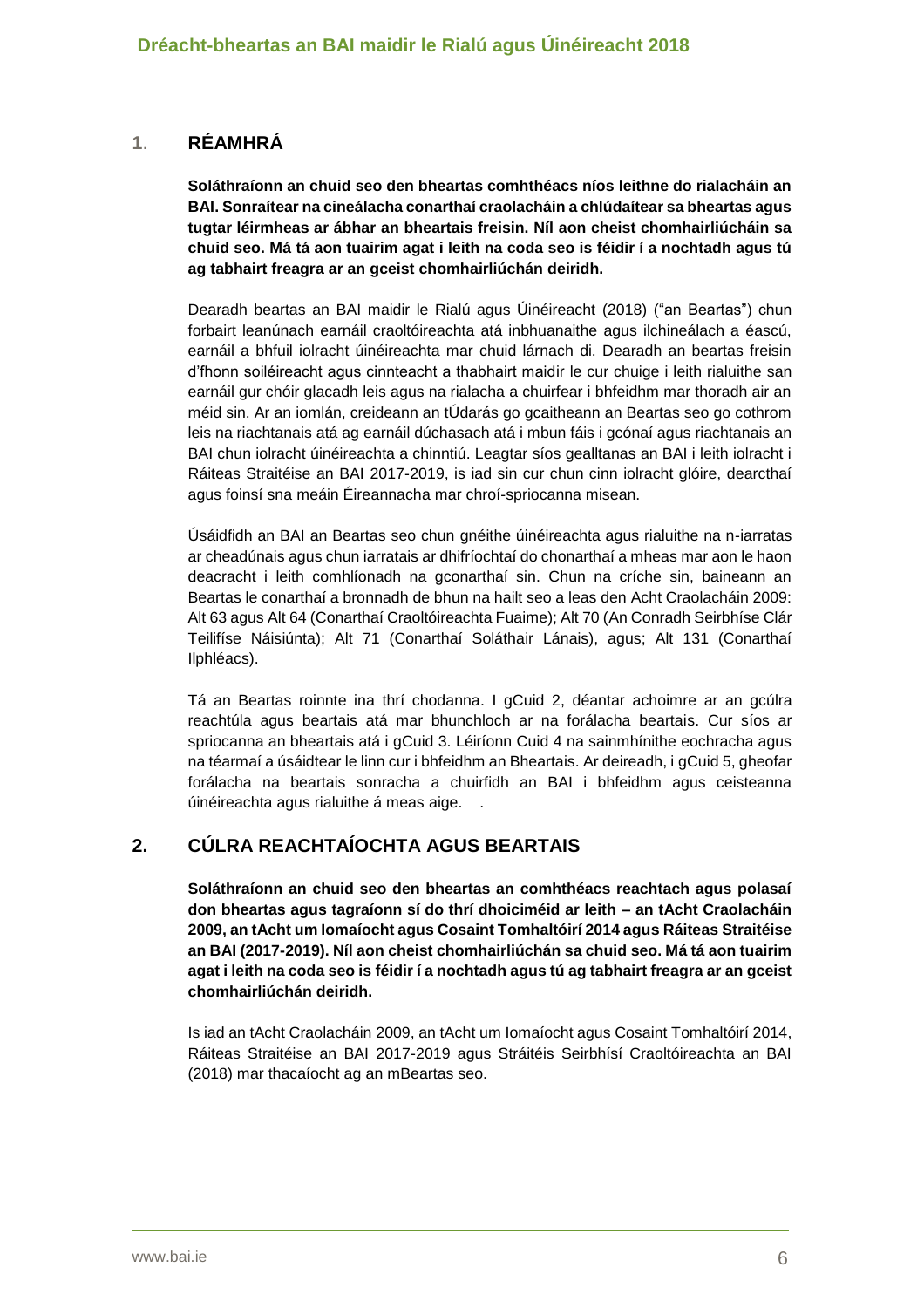## 1. RÉAMHRÁ

**Soláthraíonn an chuid seo den bheartas comhthéacs níos leithne do rialacháin an BAI. Sonraítear na cineálacha conarthaí craolacháin a chlúdaítear sa bheartas agus tugtar léirmheas ar ábhar an bheartais freisin. Níl aon cheist chomhairliúcháin sa chuid seo. Má tá aon tuairim agat i leith na coda seo is féidir í a nochtadh agus tú ag tabhairt freagra ar an gceist chomhairliúchán deiridh.**

Dearadh beartas an BAI maidir le Rialú agus Úinéireacht (2018) ("an Beartas") chun forbairt leanúnach earnáil craoltóireachta atá inbhuanaithe agus ilchineálach a éascú, earnáil a bhfuil iolracht úinéireachta mar chuid lárnach di. Dearadh an beartas freisin d'fhonn soiléireacht agus cinnteacht a thabhairt maidir le cur chuige i leith rialuithe san earnáil gur chóir glacadh leis agus na rialacha a chuirfear i bhfeidhm mar thoradh air an méid sin. Ar an iomlán, creideann an tÚdarás go gcaitheann an Beartas seo go cothrom leis na riachtanais atá ag earnáil dúchasach atá i mbun fáis i gcónaí agus riachtanais an BAI chun iolracht úinéireachta a chinntiú. Leagtar síos gealltanas an BAI i leith iolracht i Ráiteas Straitéise an BAI 2017-2019, is iad sin cur chun cinn iolracht glóire, dearcthaí agus foinsí sna meáin Éireannacha mar chroí-spriocanna misean.

Úsáidfidh an BAI an Beartas seo chun gnéithe úinéireachta agus rialuithe na n-iarratas ar cheadúnais agus chun iarratais ar dhifríochtaí do chonarthaí a mheas mar aon le haon deacracht i leith comhlíonadh na gconarthaí sin. Chun na críche sin, baineann an Beartas le conarthaí a bronnadh de bhun na hailt seo a leas den Acht Craolacháin 2009: Alt 63 agus Alt 64 (Conarthaí Craoltóireachta Fuaime); Alt 70 (An Conradh Seirbhíse Clár Teilifíse Náisiúnta); Alt 71 (Conarthaí Soláthair Lánais), agus; Alt 131 (Conarthaí Ilphléacs).

Tá an Beartas roinnte ina thrí chodanna. I gCuid 2, déantar achoimre ar an gcúlra reachtúla agus beartais atá mar bhunchloch ar na forálacha beartais. Cur síos ar spriocanna an bheartais atá i gCuid 3. Léiríonn Cuid 4 na sainmhínithe eochracha agus na téarmaí a úsáidtear le linn cur i bhfeidhm an Bheartais. Ar deireadh, i gCuid 5, gheofar forálacha na beartais sonracha a chuirfidh an BAI i bhfeidhm agus ceisteanna úinéireachta agus rialuithe á meas aige. .

## 2. CÚLRA REACHTAÍOCHTA AGUS BEARTAIS

**Soláthraíonn an chuid seo den bheartas an comhthéacs reachtach agus polasaí don bheartas agus tagraíonn sí do thrí dhoiciméid ar leith – an tAcht Craolacháin 2009, an tAcht um Iomaíocht agus Cosaint Tomhaltóirí 2014 agus Ráiteas Straitéise an BAI (2017-2019). Níl aon cheist chomhairliúchán sa chuid seo. Má tá aon tuairim agat i leith na coda seo is féidir í a nochtadh agus tú ag tabhairt freagra ar an gceist chomhairliúchán deiridh.**

Is iad an tAcht Craolacháin 2009, an tAcht um Iomaíocht agus Cosaint Tomhaltóirí 2014, Ráiteas Straitéise an BAI 2017-2019 agus Stráitéis Seirbhísí Craoltóireachta an BAI (2018) mar thacaíocht ag an mBeartas seo.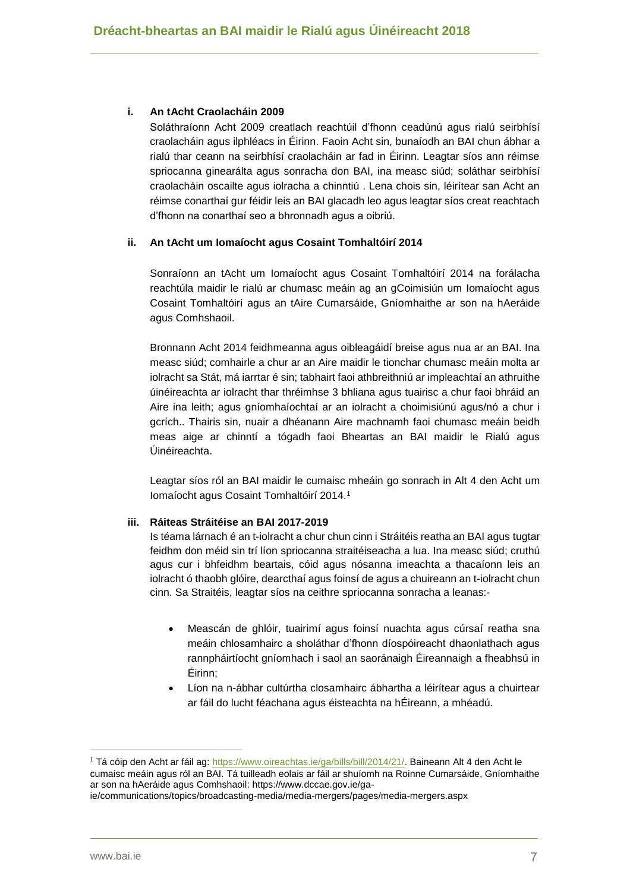### i. An tAcht Craolacháin 2009

Soláthraíonn Acht 2009 creatlach reachtúil d'fhonn ceadúnú agus rialú seirbhísí craolacháin agus ilphléacs in Éirinn. Faoin Acht sin, bunaíodh an BAI chun ábhar a rialú thar ceann na seirbhísí craolacháin ar fad in Éirinn. Leagtar síos ann réimse spriocanna ginearálta agus sonracha don BAI, ina measc siúd; soláthar seirbhísí craolacháin oscailte agus iolracha a chinntiú . Lena chois sin, léirítear san Acht an réimse conarthaí gur féidir leis an BAI glacadh leo agus leagtar síos creat reachtach d'fhonn na conarthaí seo a bhronnadh agus a oibriú.

### ii. An tAcht um Iomaíocht agus Cosaint Tomhaltóirí 2014

Sonraíonn an tAcht um Iomaíocht agus Cosaint Tomhaltóirí 2014 na forálacha reachtúla maidir le rialú ar chumasc meáin ag an gCoimisiún um Iomaíocht agus Cosaint Tomhaltóirí agus an tAire Cumarsáide, Gníomhaithe ar son na hAeráide agus Comhshaoil.

Bronnann Acht 2014 feidhmeanna agus oibleagáidí breise agus nua ar an BAI. Ina measc siúd; comhairle a chur ar an Aire maidir le tionchar chumasc meáin molta ar iolracht sa Stát, má iarrtar é sin; tabhairt faoi athbhreithniú ar impleachtaí an athruithe úinéireachta ar iolracht thar thréimhse 3 bhliana agus tuairisc a chur faoi bhráid an Aire ina leith; agus gníomhaíochtaí ar an iolracht a choimisiúnú agus/nó a chur i gcrích.. Thairis sin, nuair a dhéanann Aire machnamh faoi chumasc meáin beidh meas aige ar chinntí a tógadh faoi Bheartas an BAI maidir le Rialú agus Úinéireachta.

Leagtar síos ról an BAI maidir le cumaisc mheáin go sonrach in Alt 4 den Acht um Iomaíocht agus Cosaint Tomhaltóirí 2014.[1]

### iii. Ráiteas Stráitéise an BAI 2017-2019

Is téama lárnach é an t-iolracht a chur chun cinn i Stráitéis reatha an BAI agus tugtar feidhm don méid sin trí líon spriocanna straitéiseacha a lua. Ina measc siúd; cruthú agus cur i bhfeidhm beartais, cóid agus nósanna imeachta a thacaíonn leis an iolracht ó thaobh glóire, dearcthaí agus foinsí de agus a chuireann an t-iolracht chun cinn. Sa Straitéis, leagtar síos na ceithre spriocanna sonracha a leanas:-

- Meascán de ghlóir, tuairimí agus foinsí nuachta agus cúrsaí reatha sna meáin chlosamhairc a sholáthar d'fhonn díospóireacht dhaonlathach agus rannpháirtíocht gníomhach i saol an saoránaigh Éireannaigh a fheabhsú in Éirinn;
- Líon na n-ábhar cultúrtha closamhairc ábhartha a léirítear agus a chuirtear ar fáil do lucht féachana agus éisteachta na hÉireann, a mhéadú.

---

[1] Tá cóip den Acht ar fáil ag: https://www.oireachtas.ie/ga/bills/bill/2014/21/. Baineann Alt 4 den Acht le cumaisc meáin agus ról an BAI. Tá tuilleadh eolais ar fáil ar shuíomh na Roinne Cumarsáide, Gníomhaithe ar son na hAeráide agus Comhshaoil: https://www.dccae.gov.ie/ga-ie/communications/topics/broadcasting-media/media-mergers/pages/media-mergers.aspx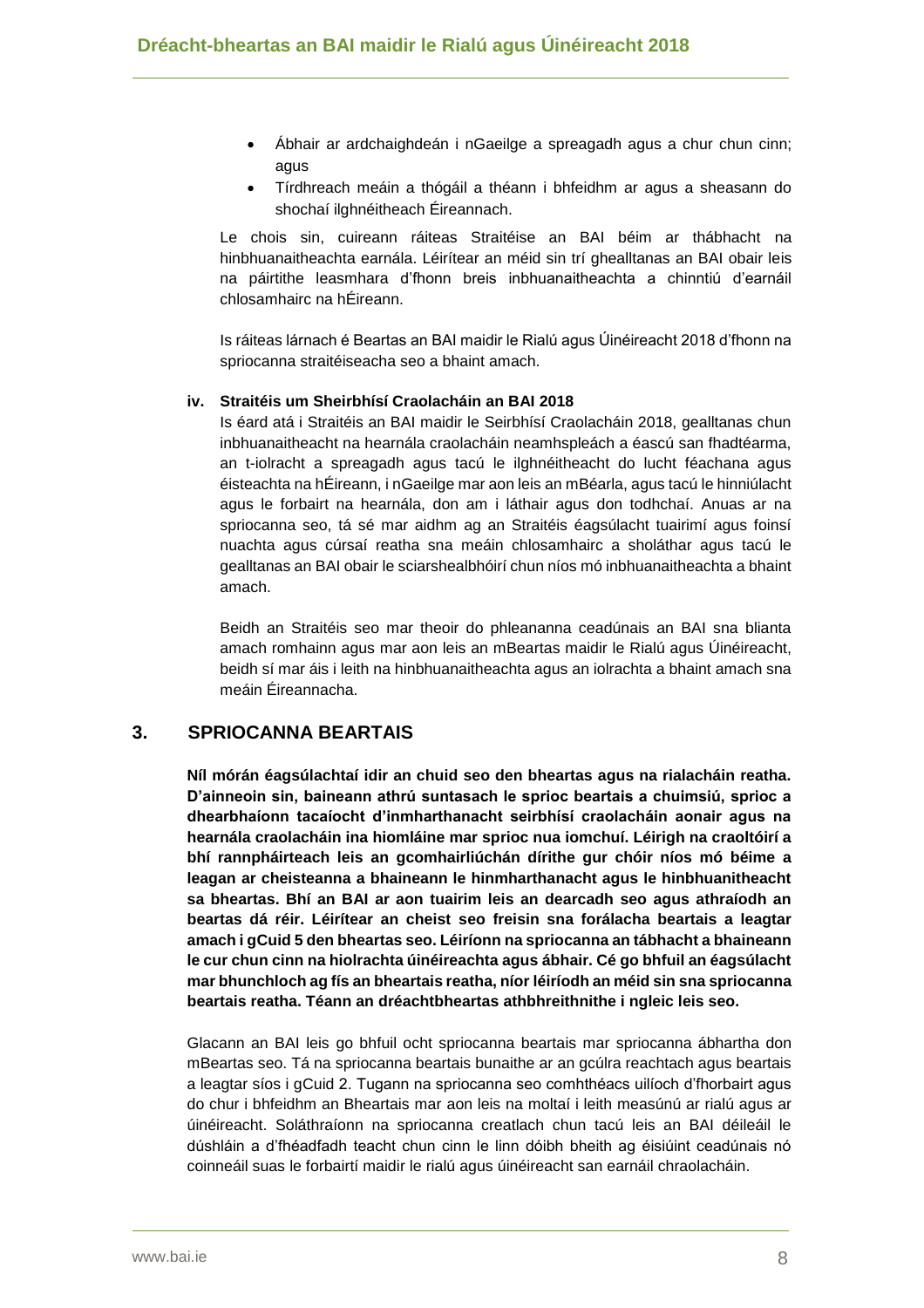- Ábhair ar ardchaighdeán i nGaeilge a spreagadh agus a chur chun cinn; agus
- Tírdhreach meáin a thógáil a théann i bhfeidhm ar agus a sheasann do shochaí ilghnéitheach Éireannach.

Le chois sin, cuireann ráiteas Straitéise an BAI béim ar thábhacht na hinbhuanaitheachta earnála. Léirítear an méid sin trí ghealltanas an BAI obair leis na páirtithe leasmhara d'fhonn breis inbhuanaitheachta a chinntiú d'earnáil chlosamhairc na hÉireann.

Is ráiteas lárnach é Beartas an BAI maidir le Rialú agus Úinéireacht 2018 d'fhonn na spriocanna straitéiseacha seo a bhaint amach.

#### iv. Straitéis um Sheirbhísí Craolacháin an BAI 2018

Is éard atá i Straitéis an BAI maidir le Seirbhísí Craolacháin 2018, gealltanas chun inbhuanaitheacht na hearnála craolacháin neamhspleách a éascú san fhadtéarma, an t-iolracht a spreagadh agus tacú le ilghnéitheacht do lucht féachana agus éisteachta na hÉireann, i nGaeilge mar aon leis an mBéarla, agus tacú le hinniúlacht agus le forbairt na hearnála, don am i láthair agus don todhchaí. Anuas ar na spriocanna seo, tá sé mar aidhm ag an Straitéis éagsúlacht tuairimí agus foinsí nuachta agus cúrsaí reatha sna meáin chlosamhairc a sholáthar agus tacú le gealltanas an BAI obair le sciarshealbhóirí chun níos mó inbhuanaitheachta a bhaint amach.

Beidh an Straitéis seo mar theoir do phleananna ceadúnais an BAI sna blianta amach romhainn agus mar aon leis an mBeartas maidir le Rialú agus Úinéireacht, beidh sí mar áis i leith na hinbhuanaitheachta agus an iolrachta a bhaint amach sna meáin Éireannacha.

## 3. SPRIOCANNA BEARTAIS

**Níl mórán éagsúlachtaí idir an chuid seo den bheartas agus na rialacháin reatha. D'ainneoin sin, baineann athrú suntasach le sprioc beartais a chuimsiú, sprioc a dhearbhaíonn tacaíocht d'inmharthanacht seirbhísí craolacháin aonair agus na hearnála craolacháin ina hiomláine mar sprioc nua iomchuí. Léirigh na craoltóirí a bhí rannpháirteach leis an gcomhairliúchán dírithe gur chóir níos mó béime a leagan ar cheisteanna a bhaineann le hinmharthanacht agus le hinbhuanitheacht sa bheartas. Bhí an BAI ar aon tuairim leis an dearcadh seo agus athraíodh an beartas dá réir. Léirítear an cheist seo freisin sna forálacha beartais a leagtar amach i gCuid 5 den bheartas seo. Léiríonn na spriocanna an tábhacht a bhaineann le cur chun cinn na hiolrachta úinéireachta agus ábhair. Cé go bhfuil an éagsúlacht mar bhunchloch ag fís an bheartais reatha, níor léiríodh an méid sin sna spriocanna beartais reatha. Téann an dréachtbheartas athbhreithnithe i ngleic leis seo.**

Glacann an BAI leis go bhfuil ocht spriocanna beartais mar spriocanna ábhartha don mBeartas seo. Tá na spriocanna beartais bunaithe ar an gcúlra reachtach agus beartais a leagtar síos i gCuid 2. Tugann na spriocanna seo comhthéacs uilíoch d'fhorbairt agus do chur i bhfeidhm an Bheartais mar aon leis na moltaí i leith measúnú ar rialú agus ar úinéireacht. Soláthraíonn na spriocanna creatlach chun tacú leis an BAI déileáil le dúshláin a d'fhéadfadh teacht chun cinn le linn dóibh bheith ag éisiúint ceadúnais nó coinneáil suas le forbairtí maidir le rialú agus úinéireacht san earnáil chraolacháin.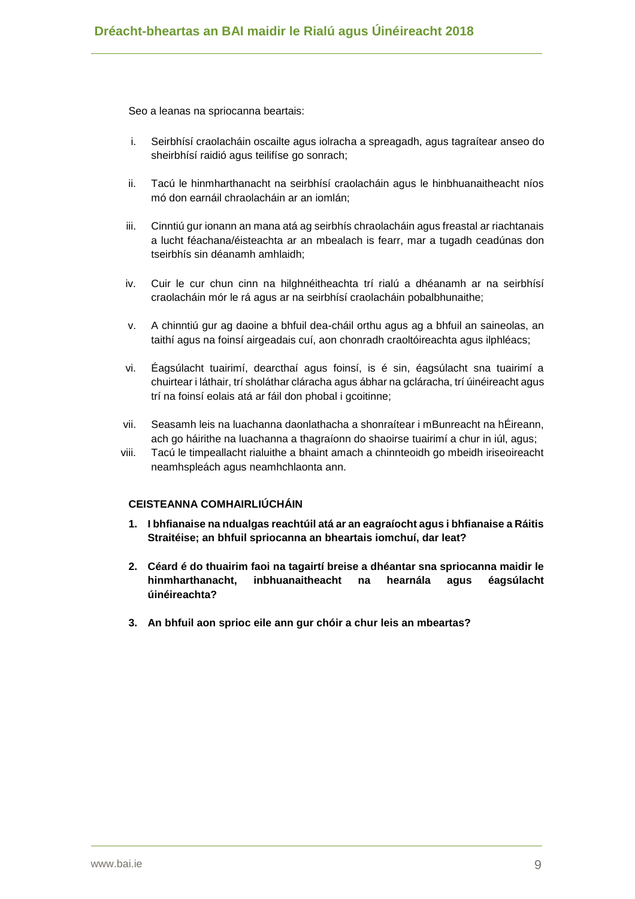Seo a leanas na spriocanna beartais:

i. Seirbhísí craolacháin oscailte agus iolracha a spreagadh, agus tagraítear anseo do sheirbhísí raidió agus teilifíse go sonrach;

ii. Tacú le hinmharthanacht na seirbhísí craolacháin agus le hinbhuanaitheacht níos mó don earnáil chraolacháin ar an iomlán;

iii. Cinntiú gur ionann an mana atá ag seirbhís chraolacháin agus freastal ar riachtanais a lucht féachana/éisteachta ar an mbealach is fearr, mar a tugadh ceadúnas don tseirbhís sin déanamh amhlaidh;

iv. Cuir le cur chun cinn na hilghnéitheachta trí rialú a dhéanamh ar na seirbhísí craolacháin mór le rá agus ar na seirbhísí craolacháin pobalbhunaithe;

v. A chinntiú gur ag daoine a bhfuil dea-cháil orthu agus ag a bhfuil an saineolas, an taithí agus na foinsí airgeadais cuí, aon chonradh craoltóireachta agus ilphléacs;

vi. Éagsúlacht tuairimí, dearcthaí agus foinsí, is é sin, éagsúlacht sna tuairimí a chuirtear i láthair, trí sholáthar cláracha agus ábhar na gcláracha, trí úinéireacht agus trí na foinsí eolais atá ar fáil don phobal i gcoitinne;

vii. Seasamh leis na luachanna daonlathacha a shonraítear i mBunreacht na hÉireann, ach go háirithe na luachanna a thagraíonn do shaoirse tuairimí a chur in iúl, agus;

viii. Tacú le timpeallacht rialuithe a bhaint amach a chinnteoidh go mbeidh iriseoireacht neamhspleách agus neamhchlaonta ann.

**CEISTEANNA COMHAIRLIÚCHÁIN**

1. **I bhfianaise na ndualgas reachtúil atá ar an eagraíocht agus i bhfianaise a Ráitis Straitéise; an bhfuil spriocanna an bheartais iomchuí, dar leat?**

2. **Céard é do thuairim faoi na tagairtí breise a dhéantar sna spriocanna maidir le hinmharthanacht, inbhuanaitheacht na hearnála agus éagsúlacht úinéireachta?**

3. **An bhfuil aon sprioc eile ann gur chóir a chur leis an mbeartas?**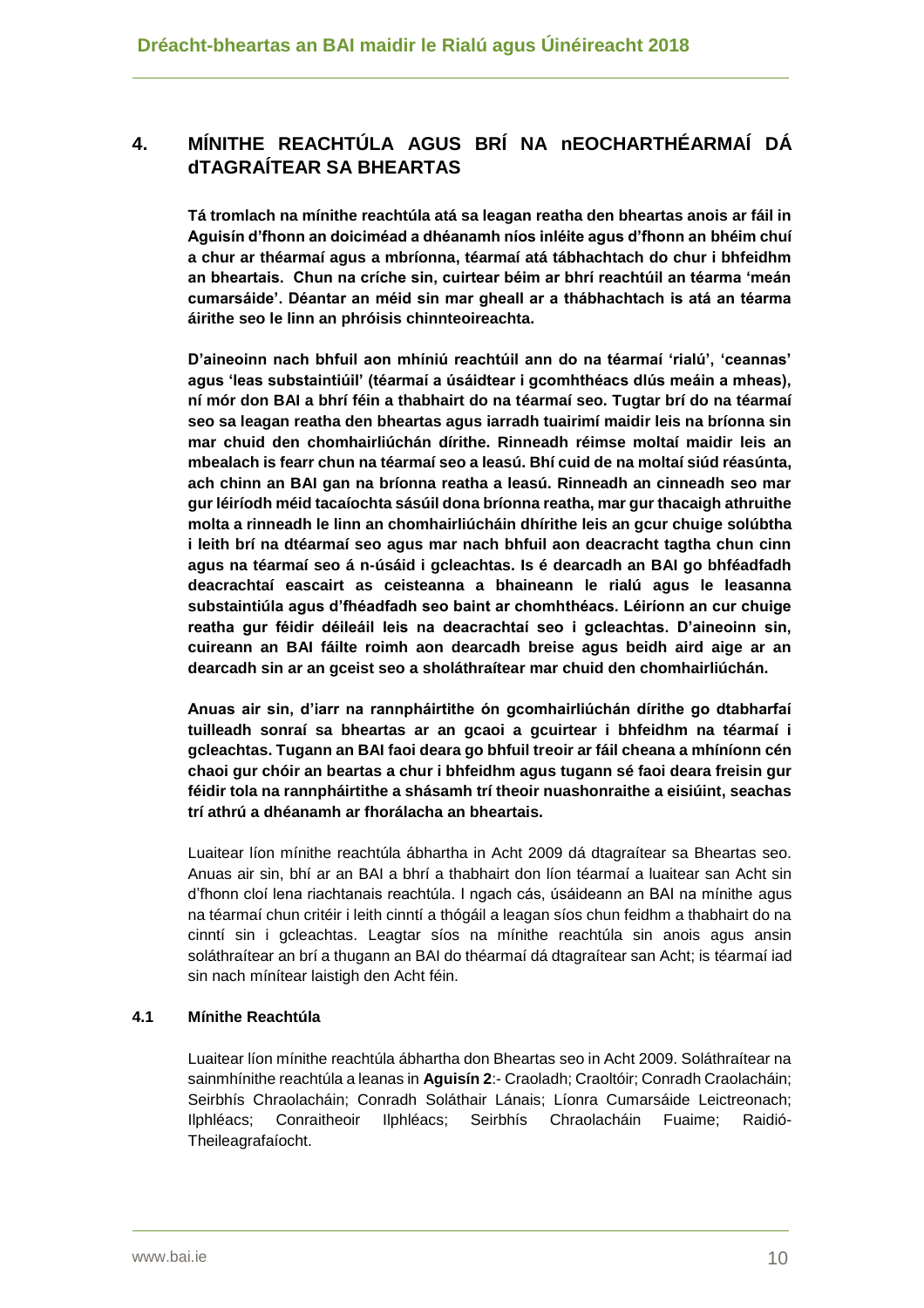## 4. MÍNITHE REACHTÚLA AGUS BRÍ NA nEOCHARTHÉARMAÍ DÁ dTAGRAÍTEAR SA BHEARTAS

**Tá tromlach na mínithe reachtúla atá sa leagan reatha den bheartas anois ar fáil in Aguisín d'fhonn an doiciméad a dhéanamh níos inléite agus d'fhonn an bhéim chuí a chur ar théarmaí agus a mbríonna, téarmaí atá tábhachtach do chur i bhfeidhm an bheartais. Chun na críche sin, cuirtear béim ar bhrí reachtúil an téarma 'meán cumarsáide'. Déantar an méid sin mar gheall ar a thábhachtach is atá an téarma áirithe seo le linn an phróisis chinnteoireachta.**

**D'aineoinn nach bhfuil aon mhíniú reachtúil ann do na téarmaí 'rialú', 'ceannas' agus 'leas substaintiúil' (téarmaí a úsáidtear i gcomhthéacs dlús meáin a mheas), ní mór don BAI a bhrí féin a thabhairt do na téarmaí seo. Tugtar brí do na téarmaí seo sa leagan reatha den bheartas agus iarradh tuairimí maidir leis na bríonna sin mar chuid den chomhairliúchán dírithe. Rinneadh réimse moltaí maidir leis an mbealach is fearr chun na téarmaí seo a leasú. Bhí cuid de na moltaí siúd réasúnta, ach chinn an BAI gan na bríonna reatha a leasú. Rinneadh an cinneadh seo mar gur léiríodh méid tacaíochta sásúil dona bríonna reatha, mar gur thacaigh athruithe molta a rinneadh le linn an chomhairliúcháin dhírithe leis an gcur chuige solúbtha i leith brí na dtéarmaí seo agus mar nach bhfuil aon deacracht tagtha chun cinn agus na téarmaí seo á n-úsáid i gcleachtas. Is é dearcadh an BAI go bhféadfadh deacrachtaí eascairt as ceisteanna a bhaineann le rialú agus le leasanna substaintiúla agus d'fhéadfadh seo baint ar chomhthéacs. Léiríonn an cur chuige reatha gur féidir déileáil leis na deacrachtaí seo i gcleachtas. D'aineoinn sin, cuireann an BAI fáilte roimh aon dearcadh breise agus beidh aird aige ar an dearcadh sin ar an gceist seo a sholáthraítear mar chuid den chomhairliúchán.**

**Anuas air sin, d'iarr na rannpháirtithe ón gcomhairliúchán dírithe go dtabharfaí tuilleadh sonraí sa bheartas ar an gcaoi a gcuirtear i bhfeidhm na téarmaí i gcleachtas. Tugann an BAI faoi deara go bhfuil treoir ar fáil cheana a mhíníonn cén chaoi gur chóir an beartas a chur i bhfeidhm agus tugann sé faoi deara freisin gur féidir tola na rannpháirtithe a shásamh trí theoir nuashonraithe a eisiúint, seachas trí athrú a dhéanamh ar fhorálacha an bheartais.**

Luaitear líon mínithe reachtúla ábhartha in Acht 2009 dá dtagraítear sa Bheartas seo. Anuas air sin, bhí ar an BAI a bhrí a thabhairt don líon téarmaí a luaitear san Acht sin d'fhonn cloí lena riachtanais reachtúla. I ngach cás, úsáideann an BAI na mínithe agus na téarmaí chun critéir i leith cinntí a thógáil a leagan síos chun feidhm a thabhairt do na cinntí sin i gcleachtas. Leagtar síos na mínithe reachtúla sin anois agus ansin soláthraítear an brí a thugann an BAI do théarmaí dá dtagraítear san Acht; is téarmaí iad sin nach mínítear laistigh den Acht féin.

### 4.1 Mínithe Reachtúla

Luaitear líon mínithe reachtúla ábhartha don Bheartas seo in Acht 2009. Soláthraítear na sainmhínithe reachtúla a leanas in **Aguisín 2**:- Craoladh; Craoltóir; Conradh Craolacháin; Seirbhís Chraolacháin; Conradh Soláthair Lánais; Líonra Cumarsáide Leictreonach; Ilphléacs; Conraitheoir Ilphléacs; Seirbhís Chraolacháin Fuaime; Raidió-Theileagrafaíocht.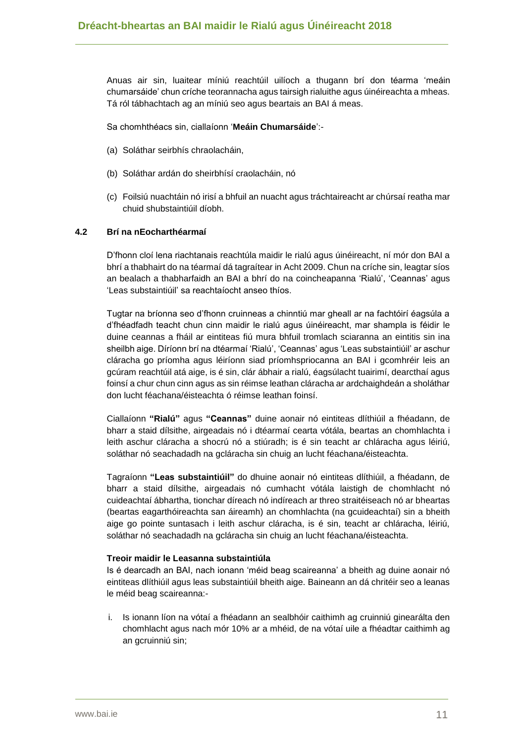Anuas air sin, luaitear míniú reachtúil uilíoch a thugann brí don téarma 'meáin chumarsáide' chun críche teorannacha agus tairsigh rialuithe agus úinéireachta a mheas. Tá ról tábhachtach ag an míniú seo agus beartais an BAI á meas.

Sa chomhthéacs sin, ciallaíonn '**Meáin Chumarsáide**':-

(a) Soláthar seirbhís chraolacháin,

(b) Soláthar ardán do sheirbhísí craolacháin, nó

(c) Foilsiú nuachtáin nó irisí a bhfuil an nuacht agus tráchtaireacht ar chúrsaí reatha mar chuid shubstaintiúil díobh.

### 4.2 Brí na nEocharthéarmaí

D'fhonn cloí lena riachtanais reachtúla maidir le rialú agus úinéireacht, ní mór don BAI a bhrí a thabhairt do na téarmaí dá tagraítear in Acht 2009. Chun na críche sin, leagtar síos an bealach a thabharfaidh an BAI a bhrí do na coincheapanna 'Rialú', 'Ceannas' agus 'Leas substaintiúil' sa reachtaíocht anseo thíos.

Tugtar na bríonna seo d'fhonn cruinneas a chinntiú mar gheall ar na fachtóirí éagsúla a d'fhéadfadh teacht chun cinn maidir le rialú agus úinéireacht, mar shampla is féidir le duine ceannas a fháil ar eintiteas fiú mura bhfuil tromlach sciaranna an eintitis sin ina sheilbh aige. Díríonn brí na dtéarmaí 'Rialú', 'Ceannas' agus 'Leas substaintiúil' ar aschur cláracha go príomha agus léiríonn siad príomhspriocanna an BAI i gcomhréir leis an gcúram reachtúil atá aige, is é sin, clár ábhair a rialú, éagsúlacht tuairimí, dearcthaí agus foinsí a chur chun cinn agus as sin réimse leathan cláracha ar ardchaighdeán a sholáthar don lucht féachana/éisteachta ó réimse leathan foinsí.

Ciallaíonn **"Rialú"** agus **"Ceannas"** duine aonair nó eintiteas dlíthiúil a fhéadann, de bharr a staid dílsithe, airgeadais nó i dtéarmaí cearta vótála, beartas an chomhlachta i leith aschur cláracha a shocrú nó a stiúradh; is é sin teacht ar chláracha agus léiriú, soláthar nó seachadadh na gcláracha sin chuig an lucht féachana/éisteachta.

Tagraíonn **"Leas substaintiúil"** do dhuine aonair nó eintiteas dlíthiúil, a fhéadann, de bharr a staid dílsithe, airgeadais nó cumhacht vótála laistigh de chomhlacht nó cuideachtaí ábhartha, tionchar díreach nó indíreach ar threo straitéiseach nó ar bheartas (beartas eagarthóireachta san áireamh) an chomhlachta (na gcuideachtaí) sin a bheith aige go pointe suntasach i leith aschur cláracha, is é sin, teacht ar chláracha, léiriú, soláthar nó seachadadh na gcláracha sin chuig an lucht féachana/éisteachta.

**Treoir maidir le Leasanna substaintiúla**

Is é dearcadh an BAI, nach ionann 'méid beag scaireanna' a bheith ag duine aonair nó eintiteas dlíthiúil agus leas substaintiúil bheith aige. Baineann an dá chritéir seo a leanas le méid beag scaireanna:-

i. Is ionann líon na vótaí a fhéadann an sealbhóir caithimh ag cruinniú ginearálta den chomhlacht agus nach mór 10% ar a mhéid, de na vótaí uile a fhéadtar caithimh ag an gcruinniú sin;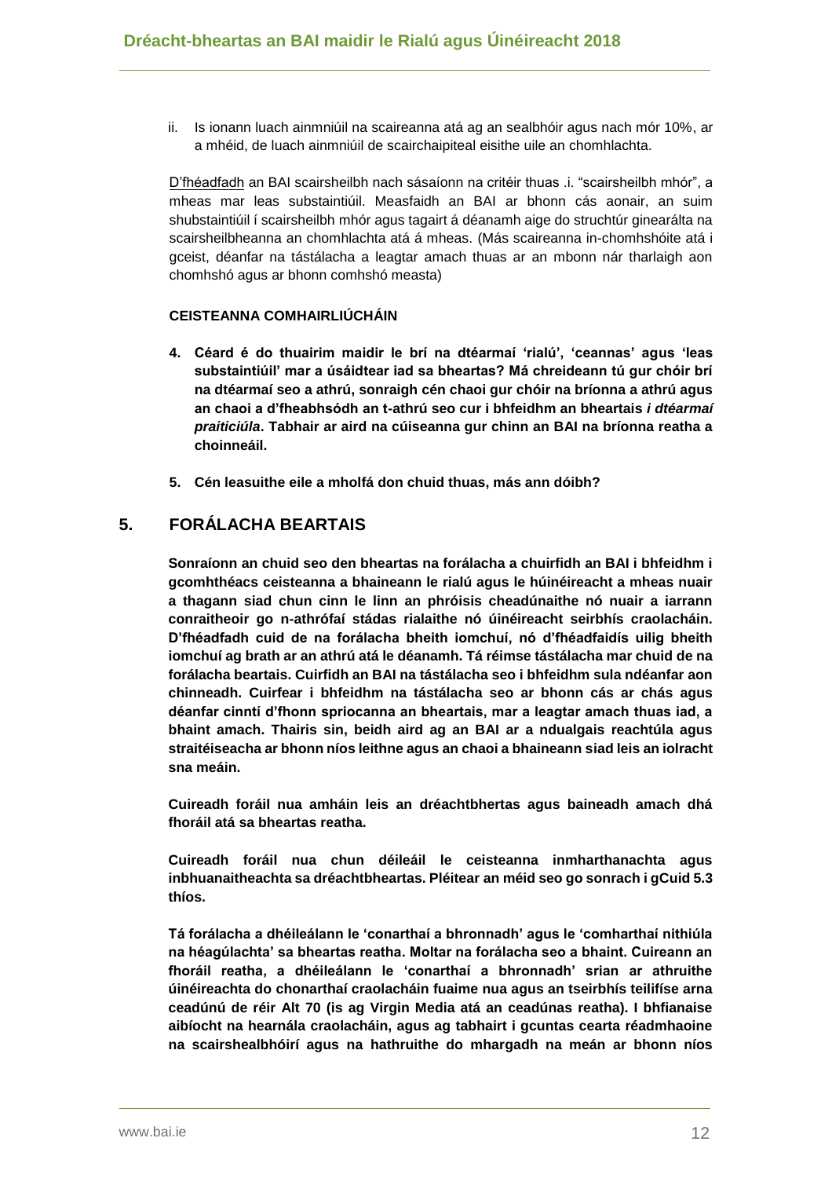ii. Is ionann luach ainmniúil na scaireanna atá ag an sealbhóir agus nach mór 10%, ar a mhéid, de luach ainmniúil de scairchaipiteal eisithe uile an chomhlachta.

D'fhéadfadh an BAI scairsheilbh nach sásaíonn na critéir thuas .i. "scairsheilbh mhór", a mheas mar leas substaintiúil. Measfaidh an BAI ar bhonn cás aonair, an suim shubstaintiúil í scairsheilbh mhór agus tagairt á déanamh aige do struchtúr ginearálta na scairsheilbheanna an chomhlachta atá á mheas. (Más scaireanna in-chomhshóite atá i gceist, déanfar na tástálacha a leagtar amach thuas ar an mbonn nár tharlaigh aon chomhshó agus ar bhonn comhshó measta)

**CEISTEANNA COMHAIRLIÚCHÁIN**

4. **Céard é do thuairim maidir le brí na dtéarmaí 'rialú', 'ceannas' agus 'leas substaintiúil' mar a úsáidtear iad sa bheartas? Má chreideann tú gur chóir brí na dtéarmaí seo a athrú, sonraigh cén chaoi gur chóir na bríonna a athrú agus an chaoi a d'fheabhsódh an t-athrú seo cur i bhfeidhm an bheartais *i dtéarmaí praiticiúla*. Tabhair ar aird na cúiseanna gur chinn an BAI na bríonna reatha a choinneáil.**

5. **Cén leasuithe eile a mholfá don chuid thuas, más ann dóibh?**

## 5. FORÁLACHA BEARTAIS

**Sonraíonn an chuid seo den bheartas na forálacha a chuirfidh an BAI i bhfeidhm i gcomhthéacs ceisteanna a bhaineann le rialú agus le húinéireacht a mheas nuair a thagann siad chun cinn le linn an phróisis cheadúnaithe nó nuair a iarrann conraitheoir go n-athrófaí stádas rialaithe nó úinéireacht seirbhís craolacháin. D'fhéadfadh cuid de na forálacha bheith iomchuí, nó d'fhéadfaidís uilig bheith iomchuí ag brath ar an athrú atá le déanamh. Tá réimse tástálacha mar chuid de na forálacha beartais. Cuirfidh an BAI na tástálacha seo i bhfeidhm sula ndéanfar aon chinneadh. Cuirfear i bhfeidhm na tástálacha seo ar bhonn cás ar chás agus déanfar cinntí d'fhonn spriocanna an bheartais, mar a leagtar amach thuas iad, a bhaint amach. Thairis sin, beidh aird ag an BAI ar a ndualgais reachtúla agus straitéiseacha ar bhonn níos leithne agus an chaoi a bhaineann siad leis an iolracht sna meáin.**

**Cuireadh foráil nua amháin leis an dréachtbhertas agus baineadh amach dhá fhoráil atá sa bheartas reatha.**

**Cuireadh foráil nua chun déileáil le ceisteanna inmharthanachta agus inbhuanaitheachta sa dréachtbheartas. Pléitear an méid seo go sonrach i gCuid 5.3 thíos.**

**Tá forálacha a dhéileálann le 'conarthaí a bhronnadh' agus le 'comharthaí nithiúla na héagúlachta' sa bheartas reatha. Moltar na forálacha seo a bhaint. Cuireann an fhoráil reatha, a dhéileálann le 'conarthaí a bhronnadh' srian ar athruithe úinéireachta do chonarthaí craolacháin fuaime nua agus an tseirbhís teilifíse arna ceadúnú de réir Alt 70 (is ag Virgin Media atá an ceadúnas reatha). I bhfianaise aibíocht na hearnála craolacháin, agus ag tabhairt i gcuntas cearta réadmhaoine na scairshealbhóirí agus na hathruithe do mhargadh na meán ar bhonn níos**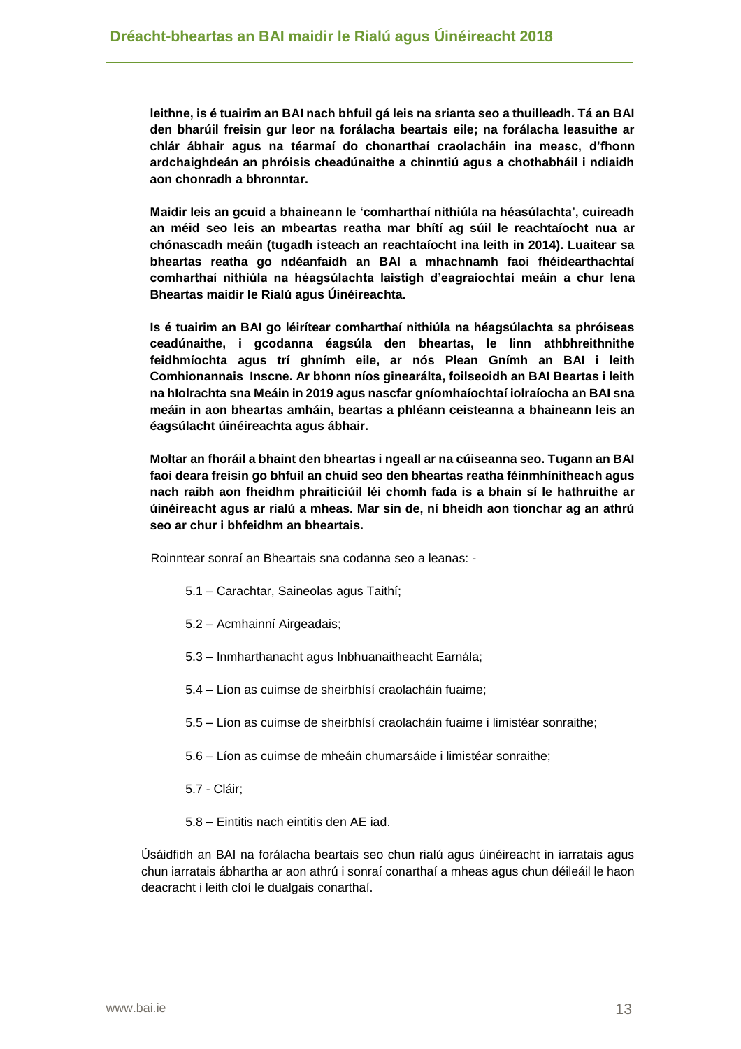**leithne, is é tuairim an BAI nach bhfuil gá leis na srianta seo a thuilleadh. Tá an BAI den bharúil freisin gur leor na forálacha beartais eile; na forálacha leasuithe ar chlár ábhair agus na téarmaí do chonarthaí craolacháin ina measc, d'fhonn ardchaighdeán an phróisis cheadúnaithe a chinntiú agus a chothabháil i ndiaidh aon chonradh a bhronntar.**

**Maidir leis an gcuid a bhaineann le 'comharthaí nithiúla na héasúlachta', cuireadh an méid seo leis an mbeartas reatha mar bhítí ag súil le reachtaíocht nua ar chónascadh meáin (tugadh isteach an reachtaíocht ina leith in 2014). Luaitear sa bheartas reatha go ndéanfaidh an BAI a mhachnamh faoi fhéidearthachtaí comharthaí nithiúla na héagsúlachta laistigh d'eagraíochtaí meáin a chur lena Bheartas maidir le Rialú agus Úinéireachta.**

**Is é tuairim an BAI go léirítear comharthaí nithiúla na héagsúlachta sa phróiseas ceadúnaithe, i gcodanna éagsúla den bheartas, le linn athbhreithnithe feidhmíochta agus trí ghnímh eile, ar nós Plean Gnímh an BAI i leith Comhionannais Inscne. Ar bhonn níos ginearálta, foilseoidh an BAI Beartas i leith na hIolrachta sna Meáin in 2019 agus nascfar gníomhaíochtaí iolraíocha an BAI sna meáin in aon bheartas amháin, beartas a phléann ceisteanna a bhaineann leis an éagsúlacht úinéireachta agus ábhair.**

**Moltar an fhoráil a bhaint den bheartas i ngeall ar na cúiseanna seo. Tugann an BAI faoi deara freisin go bhfuil an chuid seo den bheartas reatha féinmhínitheach agus nach raibh aon fheidhm phraiticiúil léi chomh fada is a bhain sí le hathruithe ar úinéireacht agus ar rialú a mheas. Mar sin de, ní bheidh aon tionchar ag an athrú seo ar chur i bhfeidhm an bheartais.**

Roinntear sonraí an Bheartais sna codanna seo a leanas: -

- 5.1 – Carachtar, Saineolas agus Taithí;
- 5.2 – Acmhainní Airgeadais;
- 5.3 – Inmharthanacht agus Inbhuanaitheacht Earnála;
- 5.4 – Líon as cuimse de sheirbhísí craolacháin fuaime;
- 5.5 – Líon as cuimse de sheirbhísí craolacháin fuaime i limistéar sonraithe;
- 5.6 – Líon as cuimse de mheáin chumarsáide i limistéar sonraithe;
- 5.7 - Cláir;
- 5.8 – Eintitis nach eintitis den AE iad.

Úsáidfidh an BAI na forálacha beartais seo chun rialú agus úinéireacht in iarratais agus chun iarratais ábhartha ar aon athrú i sonraí conarthaí a mheas agus chun déileáil le haon deacracht i leith cloí le dualgais conarthaí.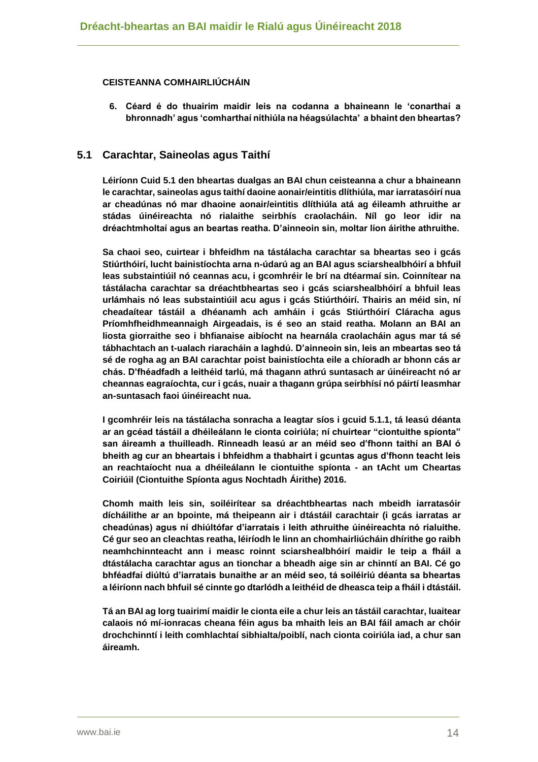**CEISTEANNA COMHAIRLIÚCHÁIN**

6. **Céard é do thuairim maidir leis na codanna a bhaineann le 'conarthaí a bhronnadh' agus 'comharthaí nithiúla na héagsúlachta' a bhaint den bheartas?**

## 5.1 Carachtar, Saineolas agus Taithí

**Léiríonn Cuid 5.1 den bheartas dualgas an BAI chun ceisteanna a chur a bhaineann le carachtar, saineolas agus taithí daoine aonair/eintitis dlíthiúla, mar iarratasóirí nua ar cheadúnas nó mar dhaoine aonair/eintitis dlíthiúla atá ag éileamh athruithe ar stádas úinéireachta nó rialaithe seirbhís craolacháin. Níl go leor idir na dréachtmholtaí agus an beartas reatha. D'ainneoin sin, moltar líon áirithe athruithe.**

**Sa chaoi seo, cuirtear i bhfeidhm na tástálacha carachtar sa bheartas seo i gcás Stiúrthóirí, lucht bainistíochta arna n-údarú ag an BAI agus sciarshealbhóirí a bhfuil leas substaintiúil nó ceannas acu, i gcomhréir le brí na dtéarmaí sin. Coinnítear na tástálacha carachtar sa dréachtbheartas seo i gcás sciarshealbhóirí a bhfuil leas urlámhais nó leas substaintiúil acu agus i gcás Stiúrthóirí. Thairis an méid sin, ní cheadaítear tástáil a dhéanamh ach amháin i gcás Stiúrthóirí Cláracha agus Príomhfheidhmeannaigh Airgeadais, is é seo an staid reatha. Molann an BAI an liosta giorraithe seo i bhfianaise aibíocht na hearnála craolacháin agus mar tá sé tábhachtach an t-ualach riaracháin a laghdú. D'ainneoin sin, leis an mbeartas seo tá sé de rogha ag an BAI carachtar poist bainistíochta eile a chíoradh ar bhonn cás ar chás. D'fhéadfadh a leithéid tarlú, má thagann athrú suntasach ar úinéireacht nó ar cheannas eagraíochta, cur i gcás, nuair a thagann grúpa seirbhísí nó páirtí leasmhar an-suntasach faoi úinéireacht nua.**

**I gcomhréir leis na tástálacha sonracha a leagtar síos i gcuid 5.1.1, tá leasú déanta ar an gcéad tástáil a dhéileálann le cionta coiriúla; ní chuirtear "ciontuithe spíonta" san áireamh a thuilleadh. Rinneadh leasú ar an méid seo d'fhonn taithí an BAI ó bheith ag cur an bheartais i bhfeidhm a thabhairt i gcuntas agus d'fhonn teacht leis an reachtaíocht nua a dhéileálann le ciontuithe spíonta - an tAcht um Cheartas Coiriúil (Ciontuithe Spíonta agus Nochtadh Áirithe) 2016.**

**Chomh maith leis sin, soiléirítear sa dréachtbheartas nach mbeidh iarratasóir dícháilithe ar an bpointe, má theipeann air i dtástáil carachtair (i gcás iarratas ar cheadúnas) agus ní dhiúltófar d'iarratais i leith athruithe úinéireachta nó rialuithe. Cé gur seo an cleachtas reatha, léiríodh le linn an chomhairliúcháin dhírithe go raibh neamhchinnteacht ann i measc roinnt sciarshealbhóirí maidir le teip a fháil a dtástálacha carachtar agus an tionchar a bheadh aige sin ar chinntí an BAI. Cé go bhféadfaí diúltú d'iarratais bunaithe ar an méid seo, tá soiléiriú déanta sa bheartas a léiríonn nach bhfuil sé cinnte go dtarlódh a leithéid de dheasca teip a fháil i dtástáil.**

**Tá an BAI ag lorg tuairimí maidir le cionta eile a chur leis an tástáil carachtar, luaitear calaois nó mí-ionracas cheana féin agus ba mhaith leis an BAI fáil amach ar chóir drochchinntí i leith comhlachtaí sibhialta/poiblí, nach cionta coiriúla iad, a chur san áireamh.**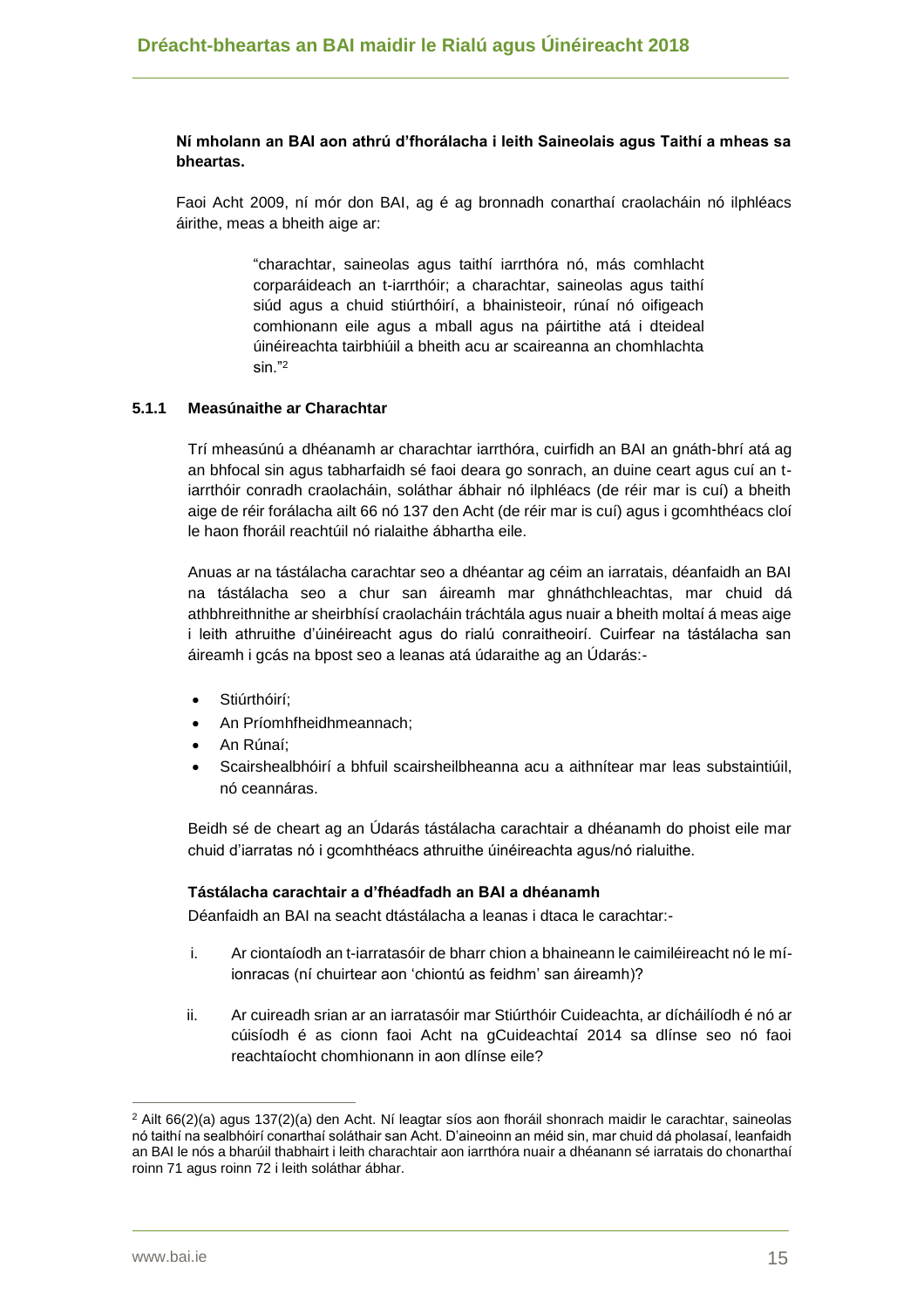**Ní mholann an BAI aon athrú d'fhorálacha i leith Saineolais agus Taithí a mheas sa bheartas.**

Faoi Acht 2009, ní mór don BAI, ag é ag bronnadh conarthaí craolacháin nó ilphléacs áirithe, meas a bheith aige ar:

> "charachtar, saineolas agus taithí iarrthóra nó, más comhlacht corparáideach an t-iarrthóir; a charachtar, saineolas agus taithí siúd agus a chuid stiúrthóirí, a bhainisteoir, rúnaí nó oifigeach comhionann eile agus a mball agus na páirtithe atá i dteideal úinéireachta tairbhiúil a bheith acu ar scaireanna an chomhlachta sin."[2]

### 5.1.1 Measúnaithe ar Charachtar

Trí mheasúnú a dhéanamh ar charachtar iarrthóra, cuirfidh an BAI an gnáth-bhrí atá ag an bhfocal sin agus tabharfaidh sé faoi deara go sonrach, an duine ceart agus cuí an t-iarrthóir conradh craolacháin, soláthar ábhair nó ilphléacs (de réir mar is cuí) a bheith aige de réir forálacha ailt 66 nó 137 den Acht (de réir mar is cuí) agus i gcomhthéacs cloí le haon fhoráil reachtúil nó rialaithe ábhartha eile.

Anuas ar na tástálacha carachtar seo a dhéantar ag céim an iarratais, déanfaidh an BAI na tástálacha seo a chur san áireamh mar ghnáthchleachtas, mar chuid dá athbhreithnithe ar sheirbhísí craolacháin tráchtála agus nuair a bheith moltaí á meas aige i leith athruithe d'úinéireacht agus do rialú conraitheoirí. Cuirfear na tástálacha san áireamh i gcás na bpost seo a leanas atá údaraithe ag an Údarás:-

- Stiúrthóirí;
- An Príomhfheidhmeannach;
- An Rúnaí;
- Scairshealbhóirí a bhfuil scairsheilbheanna acu a aithnítear mar leas substaintiúil, nó ceannáras.

Beidh sé de cheart ag an Údarás tástálacha carachtair a dhéanamh do phoist eile mar chuid d'iarratas nó i gcomhthéacs athruithe úinéireachta agus/nó rialuithe.

**Tástálacha carachtair a d'fhéadfadh an BAI a dhéanamh**

Déanfaidh an BAI na seacht dtástálacha a leanas i dtaca le carachtar:-

i. Ar ciontaíodh an t-iarratasóir de bharr chion a bhaineann le caimiléireacht nó le mí-ionracas (ní chuirtear aon 'chiontú as feidhm' san áireamh)?

ii. Ar cuireadh srian ar an iarratasóir mar Stiúrthóir Cuideachta, ar dícháilíodh é nó ar cúisíodh é as cionn faoi Acht na gCuideachtaí 2014 sa dlínse seo nó faoi reachtaíocht chomhionann in aon dlínse eile?

---

[2] Ailt 66(2)(a) agus 137(2)(a) den Acht. Ní leagtar síos aon fhoráil shonrach maidir le carachtar, saineolas nó taithí na sealbhóirí conarthaí soláthair san Acht. D'aineoinn an méid sin, mar chuid dá pholasaí, leanfaidh an BAI le nós a bharúil thabhairt i leith charachtair aon iarrthóra nuair a dhéanann sé iarratais do chonarthaí roinn 71 agus roinn 72 i leith soláthar ábhar.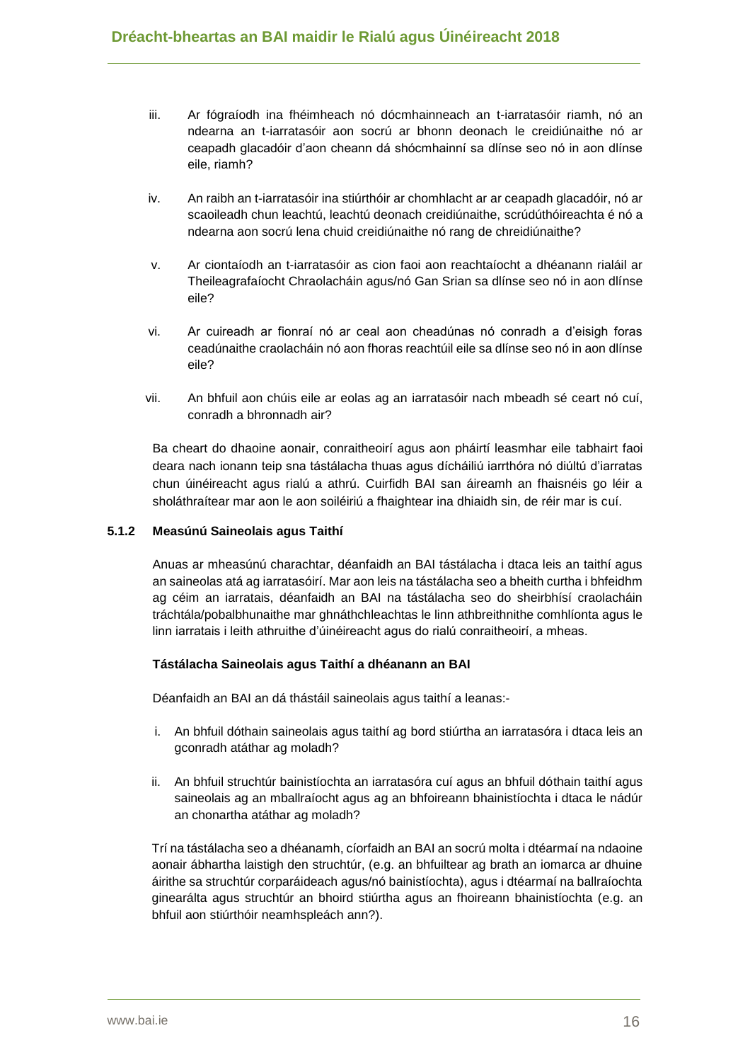iii. Ar fógraíodh ina fhéimheach nó dócmhainneach an t-iarratasóir riamh, nó an ndearna an t-iarratasóir aon socrú ar bhonn deonach le creidiúnaithe nó ar ceapadh glacadóir d'aon cheann dá shócmhainní sa dlínse seo nó in aon dlínse eile, riamh?

iv. An raibh an t-iarratasóir ina stiúrthóir ar chomhlacht ar ar ceapadh glacadóir, nó ar scaoileadh chun leachtú, leachtú deonach creidiúnaithe, scrúdúthóireachta é nó a ndearna aon socrú lena chuid creidiúnaithe nó rang de chreidiúnaithe?

v. Ar ciontaíodh an t-iarratasóir as cion faoi aon reachtaíocht a dhéanann rialáil ar Theileagrafaíocht Chraolacháin agus/nó Gan Srian sa dlínse seo nó in aon dlínse eile?

vi. Ar cuireadh ar fionraí nó ar ceal aon cheadúnas nó conradh a d'eisigh foras ceadúnaithe craolacháin nó aon fhoras reachtúil eile sa dlínse seo nó in aon dlínse eile?

vii. An bhfuil aon chúis eile ar eolas ag an iarratasóir nach mbeadh sé ceart nó cuí, conradh a bhronnadh air?

Ba cheart do dhaoine aonair, conraitheoirí agus aon pháirtí leasmhar eile tabhairt faoi deara nach ionann teip sna tástálacha thuas agus dícháiliú iarrthóra nó diúltú d'iarratas chun úinéireacht agus rialú a athrú. Cuirfidh BAI san áireamh an fhaisnéis go léir a sholáthraítear mar aon le aon soiléiriú a fhaightear ina dhiaidh sin, de réir mar is cuí.

#### 5.1.2 Measúnú Saineolais agus Taithí

Anuas ar mheasúnú charachtar, déanfaidh an BAI tástálacha i dtaca leis an taithí agus an saineolas atá ag iarratasóirí. Mar aon leis na tástálacha seo a bheith curtha i bhfeidhm ag céim an iarratais, déanfaidh an BAI na tástálacha seo do sheirbhísí craolacháin tráchtála/pobalbhunaithe mar ghnáthchleachtas le linn athbhreithnithe comhlíonta agus le linn iarratais i leith athruithe d'úinéireacht agus do rialú conraitheoirí, a mheas.

**Tástálacha Saineolais agus Taithí a dhéanann an BAI**

Déanfaidh an BAI an dá thástáil saineolais agus taithí a leanas:-

i. An bhfuil dóthain saineolais agus taithí ag bord stiúrtha an iarratasóra i dtaca leis an gconradh atáthar ag moladh?

ii. An bhfuil struchtúr bainistíochta an iarratasóra cuí agus an bhfuil dóthain taithí agus saineolais ag an mballraíocht agus ag an bhfoireann bhainistíochta i dtaca le nádúr an chonartha atáthar ag moladh?

Trí na tástálacha seo a dhéanamh, cíorfaidh an BAI an socrú molta i dtéarmaí na ndaoine aonair ábhartha laistigh den struchtúr, (e.g. an bhfuiltear ag brath an iomarca ar dhuine áirithe sa struchtúr corparáideach agus/nó bainistíochta), agus i dtéarmaí na ballraíochta ginearálta agus struchtúr an bhoird stiúrtha agus an fhoireann bhainistíochta (e.g. an bhfuil aon stiúrthóir neamhspleách ann?).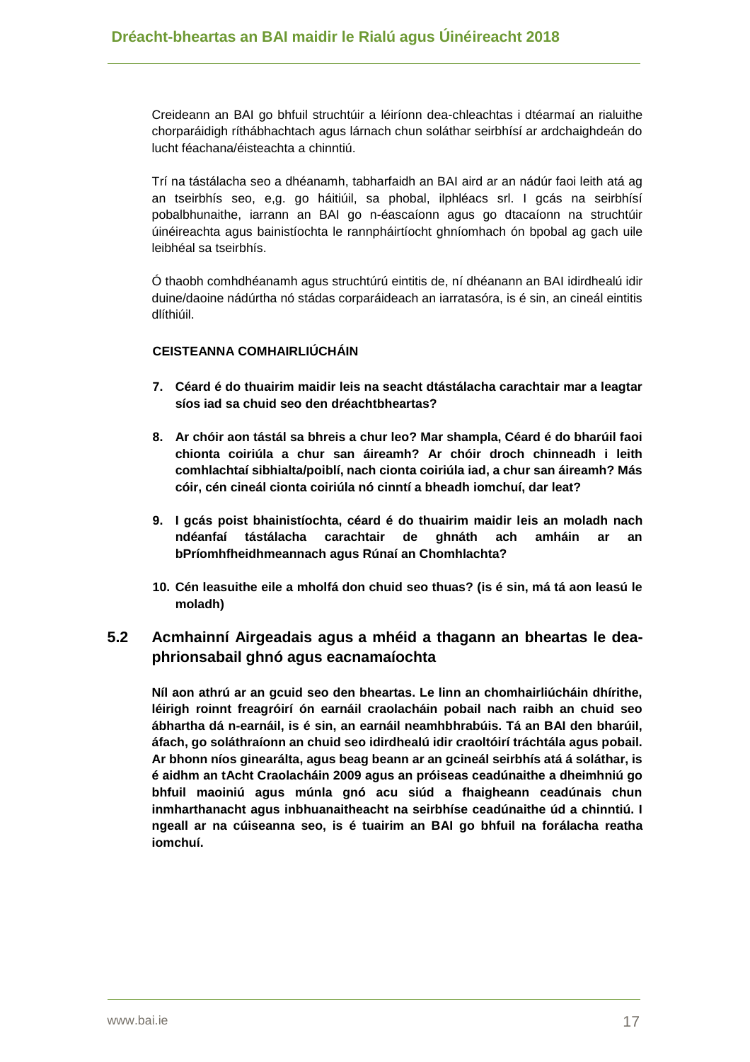Creideann an BAI go bhfuil struchtúir a léiríonn dea-chleachtas i dtéarmaí an rialuithe chorparáidigh ríthábhachtach agus lárnach chun soláthar seirbhísí ar ardchaighdeán do lucht féachana/éisteachta a chinntiú.

Trí na tástálacha seo a dhéanamh, tabharfaidh an BAI aird ar an nádúr faoi leith atá ag an tseirbhís seo, e,g. go háitiúil, sa phobal, ilphléacs srl. I gcás na seirbhísí pobalbhunaithe, iarrann an BAI go n-éascaíonn agus go dtacaíonn na struchtúir úinéireachta agus bainistíochta le rannpháirtíocht ghníomhach ón bpobal ag gach uile leibhéal sa tseirbhís.

Ó thaobh comhdhéanamh agus struchtúrú eintitis de, ní dhéanann an BAI idirdhealú idir duine/daoine nádúrtha nó stádas corparáideach an iarratasóra, is é sin, an cineál eintitis dlíthiúil.

**CEISTEANNA COMHAIRLIÚCHÁIN**

7. **Céard é do thuairim maidir leis na seacht dtástálacha carachtair mar a leagtar síos iad sa chuid seo den dréachtbheartas?**
8. **Ar chóir aon tástál sa bhreis a chur leo? Mar shampla, Céard é do bharúil faoi chionta coiriúla a chur san áireamh? Ar chóir droch chinneadh i leith comhlachtaí sibhialta/poiblí, nach cionta coiriúla iad, a chur san áireamh? Más cóir, cén cineál cionta coiriúla nó cinntí a bheadh iomchuí, dar leat?**
9. **I gcás poist bhainistíochta, céard é do thuairim maidir leis an moladh nach ndéanfaí tástálacha carachtair de ghnáth ach amháin ar an bPríomhfheidhmeannach agus Rúnaí an Chomhlachta?**
10. **Cén leasuithe eile a mholfá don chuid seo thuas? (is é sin, má tá aon leasú le moladh)**

## 5.2 Acmhainní Airgeadais agus a mhéid a thagann an bheartas le dea-phrionsabail ghnó agus eacnamaíochta

**Níl aon athrú ar an gcuid seo den bheartas. Le linn an chomhairliúcháin dhírithe, léirigh roinnt freagróirí ón earnáil craolacháin pobail nach raibh an chuid seo ábhartha dá n-earnáil, is é sin, an earnáil neamhbhrabúis. Tá an BAI den bharúil, áfach, go soláthraíonn an chuid seo idirdhealú idir craoltóirí tráchtála agus pobail. Ar bhonn níos ginearálta, agus beag beann ar an gcineál seirbhís atá á sholáthar, is é aidhm an tAcht Craolacháin 2009 agus an próiseas ceadúnaithe a dheimhniú go bhfuil maoiniú agus múnla gnó acu siúd a fhaigheann ceadúnais chun inmharthanacht agus inbhuanaitheacht na seirbhíse ceadúnaithe úd a chinntiú. I ngeall ar na cúiseanna seo, is é tuairim an BAI go bhfuil na forálacha reatha iomchuí.**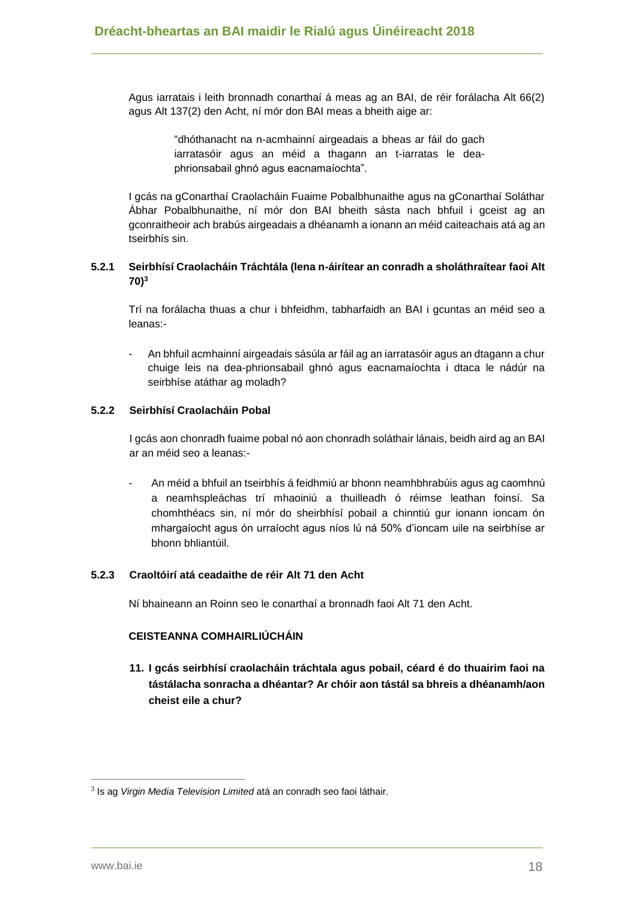Agus iarratais i leith bronnadh conarthaí á meas ag an BAI, de réir forálacha Alt 66(2) agus Alt 137(2) den Acht, ní mór don BAI meas a bheith aige ar:

> "dhóthanacht na n-acmhainní airgeadais a bheas ar fáil do gach iarratasóir agus an méid a thagann an t-iarratas le dea-phrionsabail ghnó agus eacnamaíochta".

I gcás na gConarthaí Craolacháin Fuaime Pobalbhunaithe agus na gConarthaí Soláthar Ábhar Pobalbhunaithe, ní mór don BAI bheith sásta nach bhfuil i gceist ag an gconraitheoir ach brabús airgeadais a dhéanamh a ionann an méid caiteachais atá ag an tseirbhís sin.

### 5.2.1 Seirbhísí Craolacháin Tráchtála (lena n-áirítear an conradh a sholáthraítear faoi Alt 70)[3]

Trí na forálacha thuas a chur i bhfeidhm, tabharfaidh an BAI i gcuntas an méid seo a leanas:-

- An bhfuil acmhainní airgeadais sásúla ar fáil ag an iarratasóir agus an dtagann a chur chuige leis na dea-phrionsabail ghnó agus eacnamaíochta i dtaca le nádúr na seirbhíse atáthar ag moladh?

### 5.2.2 Seirbhísí Craolacháin Pobal

I gcás aon chonradh fuaime pobal nó aon chonradh soláthair lánais, beidh aird ag an BAI ar an méid seo a leanas:-

- An méid a bhfuil an tseirbhís á feidhmiú ar bhonn neamhbhrabúis agus ag caomhnú a neamhspleáchas trí mhaoiniú a thuilleadh ó réimse leathan foinsí. Sa chomhthéacs sin, ní mór do sheirbhísí pobail a chinntiú gur ionann ioncam ón mhargaíocht agus ón urraíocht agus níos lú ná 50% d'ioncam uile na seirbhíse ar bhonn bhliantúil.

### 5.2.3 Craoltóirí atá ceadaithe de réir Alt 71 den Acht

Ní bhaineann an Roinn seo le conarthaí a bronnadh faoi Alt 71 den Acht.

**CEISTEANNA COMHAIRLIÚCHÁIN**

**11. I gcás seirbhísí craolacháin tráchtala agus pobail, céard é do thuairim faoi na tástálacha sonracha a dhéantar? Ar chóir aon tástál sa bhreis a dhéanamh/aon cheist eile a chur?**

---

[3] Is ag *Virgin Media Television Limited* atá an conradh seo faoi láthair.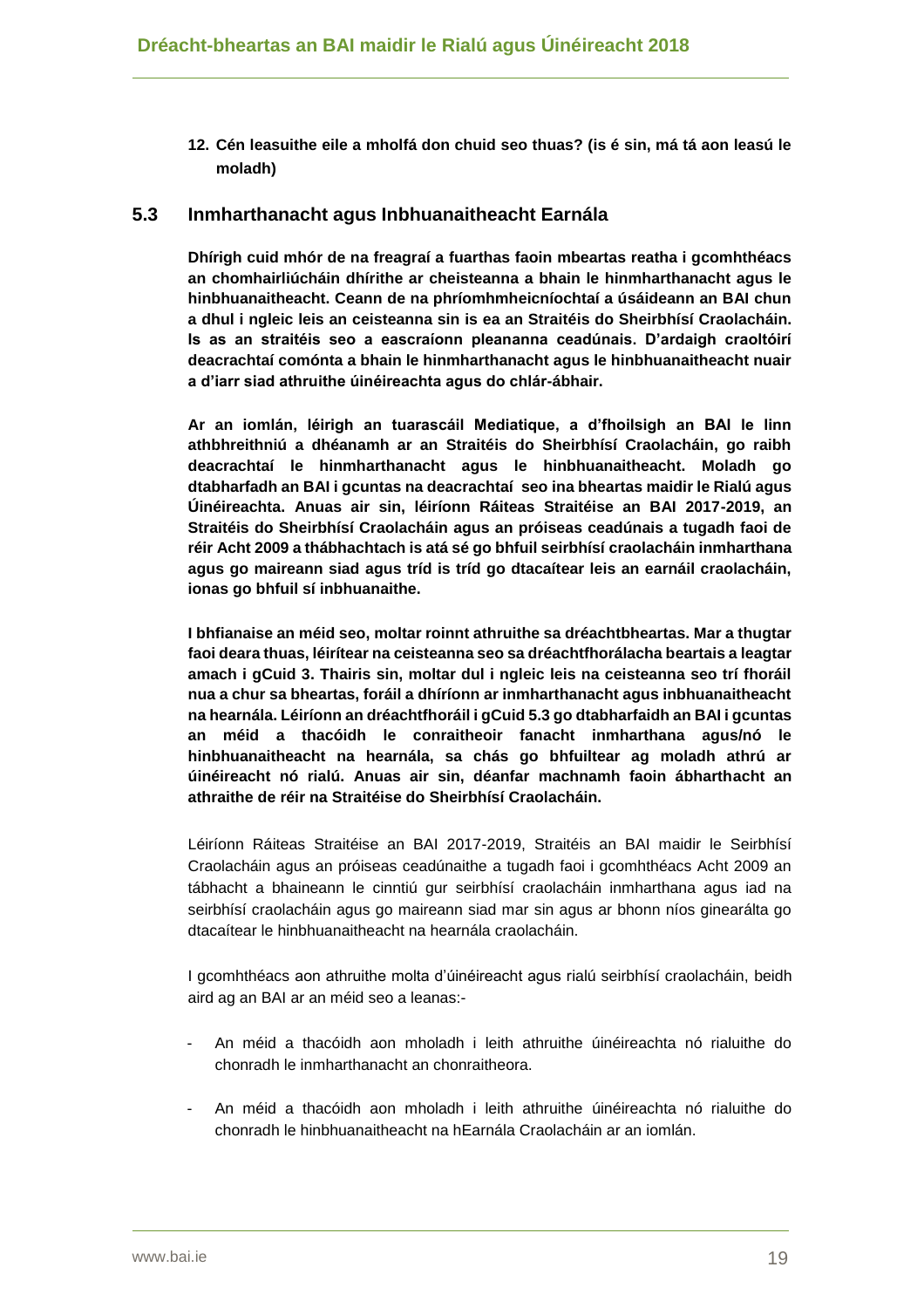**12. Cén leasuithe eile a mholfá don chuid seo thuas? (is é sin, má tá aon leasú le moladh)**

## 5.3 Inmharthanacht agus Inbhuanaitheacht Earnála

**Dhírigh cuid mhór de na freagraí a fuarthas faoin mbeartas reatha i gcomhthéacs an chomhairliúcháin dhírithe ar cheisteanna a bhain le hinmharthanacht agus le hinbhuanaitheacht. Ceann de na phríomhmheicníochtaí a úsáideann an BAI chun a dhul i ngleic leis an ceisteanna sin is ea an Straitéis do Sheirbhísí Craolacháin. Is as an straitéis seo a eascraíonn pleananna ceadúnais. D'ardaigh craoltóirí deacrachtaí comónta a bhain le hinmharthanacht agus le hinbhuanaitheacht nuair a d'iarr siad athruithe úinéireachta agus do chlár-ábhair.**

**Ar an iomlán, léirigh an tuarascáil Mediatique, a d'fhoilsigh an BAI le linn athbhreithniú a dhéanamh ar an Straitéis do Sheirbhísí Craolacháin, go raibh deacrachtaí le hinmharthanacht agus le hinbhuanaitheacht. Moladh go dtabharfadh an BAI i gcuntas na deacrachtaí seo ina bheartas maidir le Rialú agus Úinéireachta. Anuas air sin, léiríonn Ráiteas Straitéise an BAI 2017-2019, an Straitéis do Sheirbhísí Craolacháin agus an próiseas ceadúnais a tugadh faoi de réir Acht 2009 a thábhachtach is atá sé go bhfuil seirbhísí craolacháin inmharthana agus go maireann siad agus tríd is tríd go dtacaítear leis an earnáil craolacháin, ionas go bhfuil sí inbhuanaithe.**

**I bhfianaise an méid seo, moltar roinnt athruithe sa dréachtbheartas. Mar a thugtar faoi deara thuas, léirítear na ceisteanna seo sa dréachtfhorálacha beartais a leagtar amach i gCuid 3. Thairis sin, moltar dul i ngleic leis na ceisteanna seo trí fhoráil nua a chur sa bheartas, foráil a dhíríonn ar inmharthanacht agus inbhuanaitheacht na hearnála. Léiríonn an dréachtfhoráil i gCuid 5.3 go dtabharfaidh an BAI i gcuntas an méid a thacóidh le conraitheoir fanacht inmharthana agus/nó le hinbhuanaitheacht na hearnála, sa chás go bhfuiltear ag moladh athrú ar úinéireacht nó rialú. Anuas air sin, déanfar machnamh faoin ábharthacht an athraithe de réir na Straitéise do Sheirbhísí Craolacháin.**

Léiríonn Ráiteas Straitéise an BAI 2017-2019, Straitéis an BAI maidir le Seirbhísí Craolacháin agus an próiseas ceadúnaithe a tugadh faoi i gcomhthéacs Acht 2009 an tábhacht a bhaineann le cinntiú gur seirbhísí craolacháin inmharthana agus iad na seirbhísí craolacháin agus go maireann siad mar sin agus ar bhonn níos ginearálta go dtacaítear le hinbhuanaitheacht na hearnála craolacháin.

I gcomhthéacs aon athruithe molta d'úinéireacht agus rialú seirbhísí craolacháin, beidh aird ag an BAI ar an méid seo a leanas:-

- An méid a thacóidh aon mholadh i leith athruithe úinéireachta nó rialuithe do chonradh le inmharthanacht an chonraitheora.
- An méid a thacóidh aon mholadh i leith athruithe úinéireachta nó rialuithe do chonradh le hinbhuanaitheacht na hEarnála Craolacháin ar an iomlán.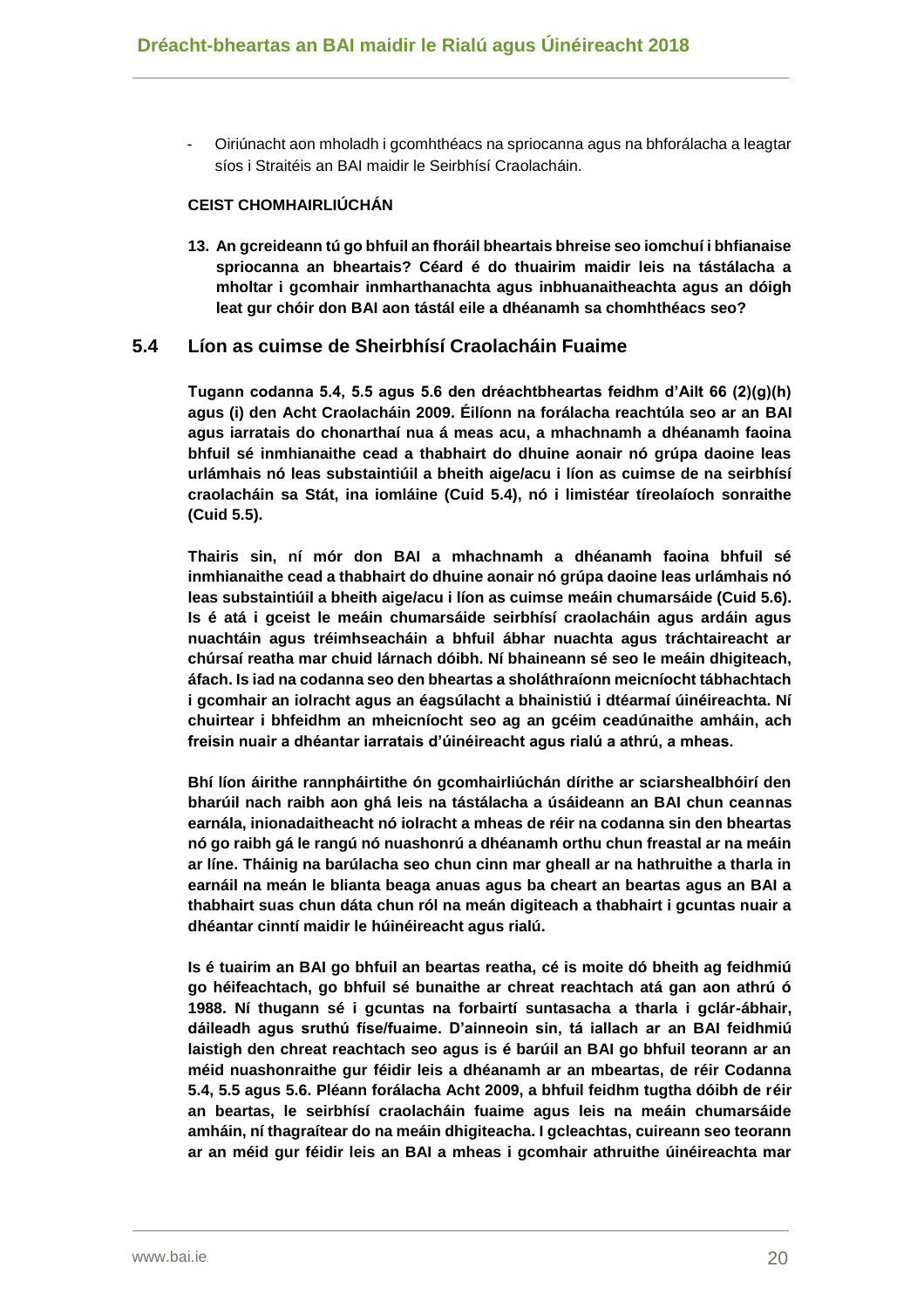- Oiriúnacht aon mholadh i gcomhthéacs na spriocanna agus na bhforálacha a leagtar síos i Straitéis an BAI maidir le Seirbhísí Craolacháin.

**CEIST CHOMHAIRLIÚCHÁN**

**13. An gcreideann tú go bhfuil an fhoráil bheartais bhreise seo iomchuí i bhfianaise spriocanna an bheartais? Céard é do thuairim maidir leis na tástálacha a mholtar i gcomhair inmharthanachta agus inbhuanaitheachta agus an dóigh leat gur chóir don BAI aon tástál eile a dhéanamh sa chomhthéacs seo?**

## 5.4 Líon as cuimse de Sheirbhísí Craolacháin Fuaime

**Tugann codanna 5.4, 5.5 agus 5.6 den dréachtbheartas feidhm d'Ailt 66 (2)(g)(h) agus (i) den Acht Craolacháin 2009. Éilíonn na forálacha reachtúla seo ar an BAI agus iarratais do chonarthaí nua á meas acu, a mhachnamh a dhéanamh faoina bhfuil sé inmhianaithe cead a thabhairt do dhuine aonair nó grúpa daoine leas urlámhais nó leas substaintiúil a bheith aige/acu i líon as cuimse de na seirbhísí craolacháin sa Stát, ina iomláine (Cuid 5.4), nó i limistéar tíreolaíoch sonraithe (Cuid 5.5).**

**Thairis sin, ní mór don BAI a mhachnamh a dhéanamh faoina bhfuil sé inmhianaithe cead a thabhairt do dhuine aonair nó grúpa daoine leas urlámhais nó leas substaintiúil a bheith aige/acu i líon as cuimse meáin chumarsáide (Cuid 5.6). Is é atá i gceist le meáin chumarsáide seirbhísí craolacháin agus ardáin agus nuachtáin agus tréimhseacháin a bhfuil ábhar nuachta agus tráchtaireacht ar chúrsaí reatha mar chuid lárnach dóibh. Ní bhaineann sé seo le meáin dhigiteach, áfach. Is iad na codanna seo den bheartas a sholáthraíonn meicníocht tábhachtach i gcomhair an iolracht agus an éagsúlacht a bhainistiú i dtéarmaí úinéireachta. Ní chuirtear i bhfeidhm an mheicníocht seo ag an gcéim ceadúnaithe amháin, ach freisin nuair a dhéantar iarratais d'úinéireacht agus rialú a athrú, a mheas.**

**Bhí líon áirithe rannpháirtithe ón gcomhairliúchán dírithe ar sciarshealbhóirí den bharúil nach raibh aon ghá leis na tástálacha a úsáideann an BAI chun ceannas earnála, inionadaitheacht nó iolracht a mheas de réir na codanna sin den bheartas nó go raibh gá le rangú nó nuashonrú a dhéanamh orthu chun freastal ar na meáin ar líne. Tháinig na barúlacha seo chun cinn mar gheall ar na hathruithe a tharla in earnáil na meán le blianta beaga anuas agus ba cheart an beartas agus an BAI a thabhairt suas chun dáta chun ról na meán digiteach a thabhairt i gcuntas nuair a dhéantar cinntí maidir le húinéireacht agus rialú.**

**Is é tuairim an BAI go bhfuil an beartas reatha, cé is moite dó bheith ag feidhmiú go héifeachtach, go bhfuil sé bunaithe ar chreat reachtach atá gan aon athrú ó 1988. Ní thugann sé i gcuntas na forbairtí suntasacha a tharla i gclár-ábhair, dáileadh agus sruthú físe/fuaime. D'ainneoin sin, tá iallach ar an BAI feidhmiú laistigh den chreat reachtach seo agus is é barúil an BAI go bhfuil teorann ar an méid nuashonraithe gur féidir leis a dhéanamh ar an mbeartas, de réir Codanna 5.4, 5.5 agus 5.6. Pléann forálacha Acht 2009, a bhfuil feidhm tugtha dóibh de réir an beartas, le seirbhísí craolacháin fuaime agus leis na meáin chumarsáide amháin, ní thagraítear do na meáin dhigiteacha. I gcleachtas, cuireann seo teorann ar an méid gur féidir leis an BAI a mheas i gcomhair athruithe úinéireachta mar**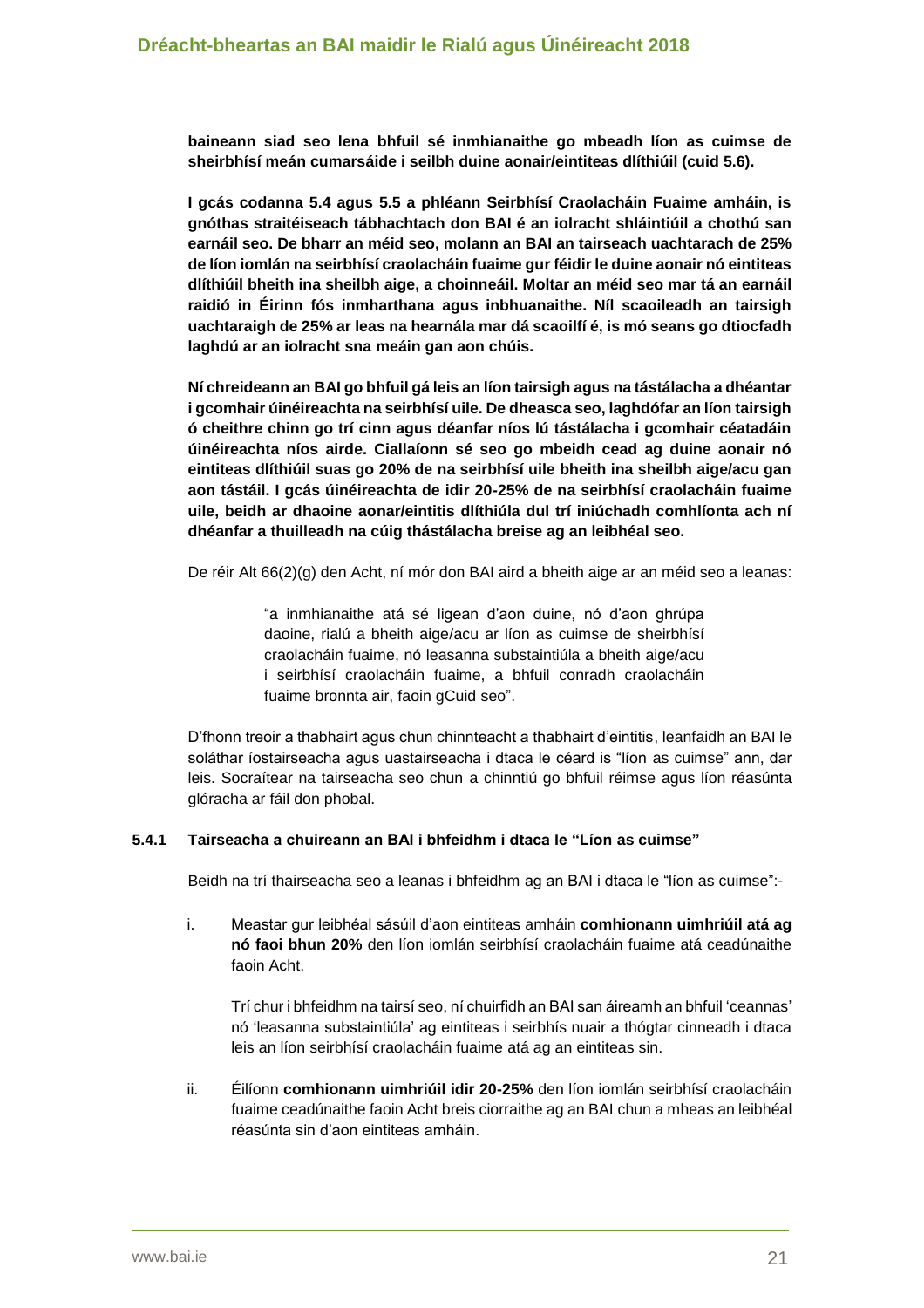**baineann siad seo lena bhfuil sé inmhianaithe go mbeadh líon as cuimse de sheirbhísí meán cumarsáide i seilbh duine aonair/eintiteas dlíthiúil (cuid 5.6).**

**I gcás codanna 5.4 agus 5.5 a phléann Seirbhísí Craolacháin Fuaime amháin, is gnóthas straitéiseach tábhachtach don BAI é an iolracht shláintiúil a chothú san earnáil seo. De bharr an méid seo, molann an BAI an tairseach uachtarach de 25% de líon iomlán na seirbhísí craolacháin fuaime gur féidir le duine aonair nó eintiteas dlíthiúil bheith ina sheilbh aige, a choinneáil. Moltar an méid seo mar tá an earnáil raidió in Éirinn fós inmharthana agus inbhuanaithe. Níl scaoileadh an tairsigh uachtaraigh de 25% ar leas na hearnála mar dá scaoilfí é, is mó seans go dtiocfadh laghdú ar an iolracht sna meáin gan aon chúis.**

**Ní chreideann an BAI go bhfuil gá leis an líon tairsigh agus na tástálacha a dhéantar i gcomhair úinéireachta na seirbhísí uile. De dheasca seo, laghdófar an líon tairsigh ó cheithre chinn go trí cinn agus déanfar níos lú tástálacha i gcomhair céatadáin úinéireachta níos airde. Ciallaíonn sé seo go mbeidh cead ag duine aonair nó eintiteas dlíthiúil suas go 20% de na seirbhísí uile bheith ina sheilbh aige/acu gan aon tástáil. I gcás úinéireachta de idir 20-25% de na seirbhísí craolacháin fuaime uile, beidh ar dhaoine aonar/eintitis dlíthiúla dul trí iniúchadh comhlíonta ach ní dhéanfar a thuilleadh na cúig thástálacha breise ag an leibhéal seo.**

De réir Alt 66(2)(g) den Acht, ní mór don BAI aird a bheith aige ar an méid seo a leanas:

> "a inmhianaithe atá sé ligean d'aon duine, nó d'aon ghrúpa daoine, rialú a bheith aige/acu ar líon as cuimse de sheirbhísí craolacháin fuaime, nó leasanna substaintiúla a bheith aige/acu i seirbhísí craolacháin fuaime, a bhfuil conradh craolacháin fuaime bronnta air, faoin gCuid seo".

D'fhonn treoir a thabhairt agus chun chinnteacht a thabhairt d'eintitis, leanfaidh an BAI le soláthar íostairseacha agus uastairseacha i dtaca le céard is "líon as cuimse" ann, dar leis. Socraítear na tairseacha seo chun a chinntiú go bhfuil réimse agus líon réasúnta glóracha ar fáil don phobal.

### 5.4.1 Tairseacha a chuireann an BAI i bhfeidhm i dtaca le "Líon as cuimse"

Beidh na trí thairseacha seo a leanas i bhfeidhm ag an BAI i dtaca le "líon as cuimse":-

i. Meastar gur leibhéal sásúil d'aon eintiteas amháin **comhionann uimhriúil atá ag nó faoi bhun 20%** den líon iomlán seirbhísí craolacháin fuaime atá ceadúnaithe faoin Acht.

   Trí chur i bhfeidhm na tairsí seo, ní chuirfidh an BAI san áireamh an bhfuil 'ceannas' nó 'leasanna substaintiúla' ag eintiteas i seirbhís nuair a thógtar cinneadh i dtaca leis an líon seirbhísí craolacháin fuaime atá ag an eintiteas sin.

ii. Éilíonn **comhionann uimhriúil idir 20-25%** den líon iomlán seirbhísí craolacháin fuaime ceadúnaithe faoin Acht breis ciorraithe ag an BAI chun a mheas an leibhéal réasúnta sin d'aon eintiteas amháin.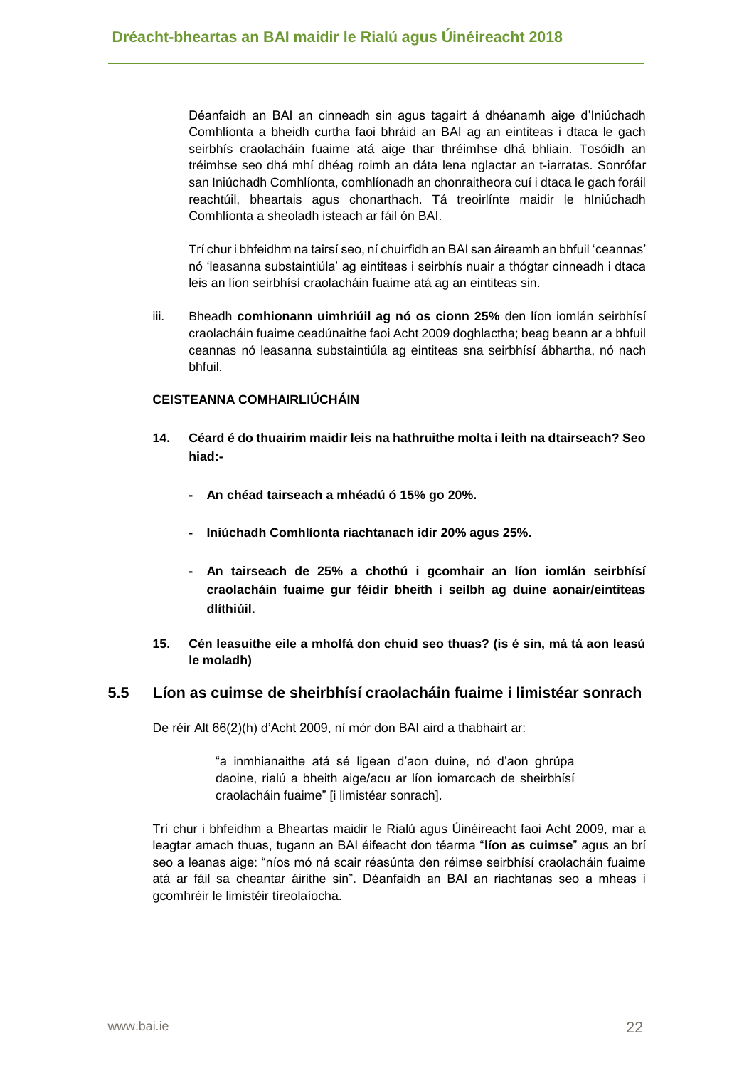Déanfaidh an BAI an cinneadh sin agus tagairt á dhéanamh aige d'Iniúchadh Comhlíonta a bheidh curtha faoi bhráid an BAI ag an eintiteas i dtaca le gach seirbhís craolacháin fuaime atá aige thar thréimhse dhá bhliain. Tosóidh an tréimhse seo dhá mhí dhéag roimh an dáta lena nglactar an t-iarratas. Sonrófar san Iniúchadh Comhlíonta, comhlíonadh an chonraitheora cuí i dtaca le gach foráil reachtúil, bheartais agus chonarthach. Tá treoirlínte maidir le hIniúchadh Comhlíonta a sheoladh isteach ar fáil ón BAI.

Trí chur i bhfeidhm na tairsí seo, ní chuirfidh an BAI san áireamh an bhfuil 'ceannas' nó 'leasanna substaintiúla' ag eintiteas i seirbhís nuair a thógtar cinneadh i dtaca leis an líon seirbhísí craolacháin fuaime atá ag an eintiteas sin.

iii. Bheadh **comhionann uimhriúil ag nó os cionn 25%** den líon iomlán seirbhísí craolacháin fuaime ceadúnaithe faoi Acht 2009 doghlactha; beag beann ar a bhfuil ceannas nó leasanna substaintiúla ag eintiteas sna seirbhísí ábhartha, nó nach bhfuil.

**CEISTEANNA COMHAIRLIÚCHÁIN**

**14. Céard é do thuairim maidir leis na hathruithe molta i leith na dtairseach? Seo hiad:-**

- **An chéad tairseach a mhéadú ó 15% go 20%.**
- **Iniúchadh Comhlíonta riachtanach idir 20% agus 25%.**
- **An tairseach de 25% a chothú i gcomhair an líon iomlán seirbhísí craolacháin fuaime gur féidir bheith i seilbh ag duine aonair/eintiteas dlíthiúil.**

**15. Cén leasuithe eile a mholfá don chuid seo thuas? (is é sin, má tá aon leasú le moladh)**

## 5.5 Líon as cuimse de sheirbhísí craolacháin fuaime i limistéar sonrach

De réir Alt 66(2)(h) d'Acht 2009, ní mór don BAI aird a thabhairt ar:

> "a inmhianaithe atá sé ligean d'aon duine, nó d'aon ghrúpa daoine, rialú a bheith aige/acu ar líon iomarcach de sheirbhísí craolacháin fuaime" [i limistéar sonrach].

Trí chur i bhfeidhm a Bheartas maidir le Rialú agus Úinéireacht faoi Acht 2009, mar a leagtar amach thuas, tugann an BAI éifeacht don téarma "**líon as cuimse**" agus an brí seo a leanas aige: "níos mó ná scair réasúnta den réimse seirbhísí craolacháin fuaime atá ar fáil sa cheantar áirithe sin". Déanfaidh an BAI an riachtanas seo a mheas i gcomhréir le limistéir tíreolaíocha.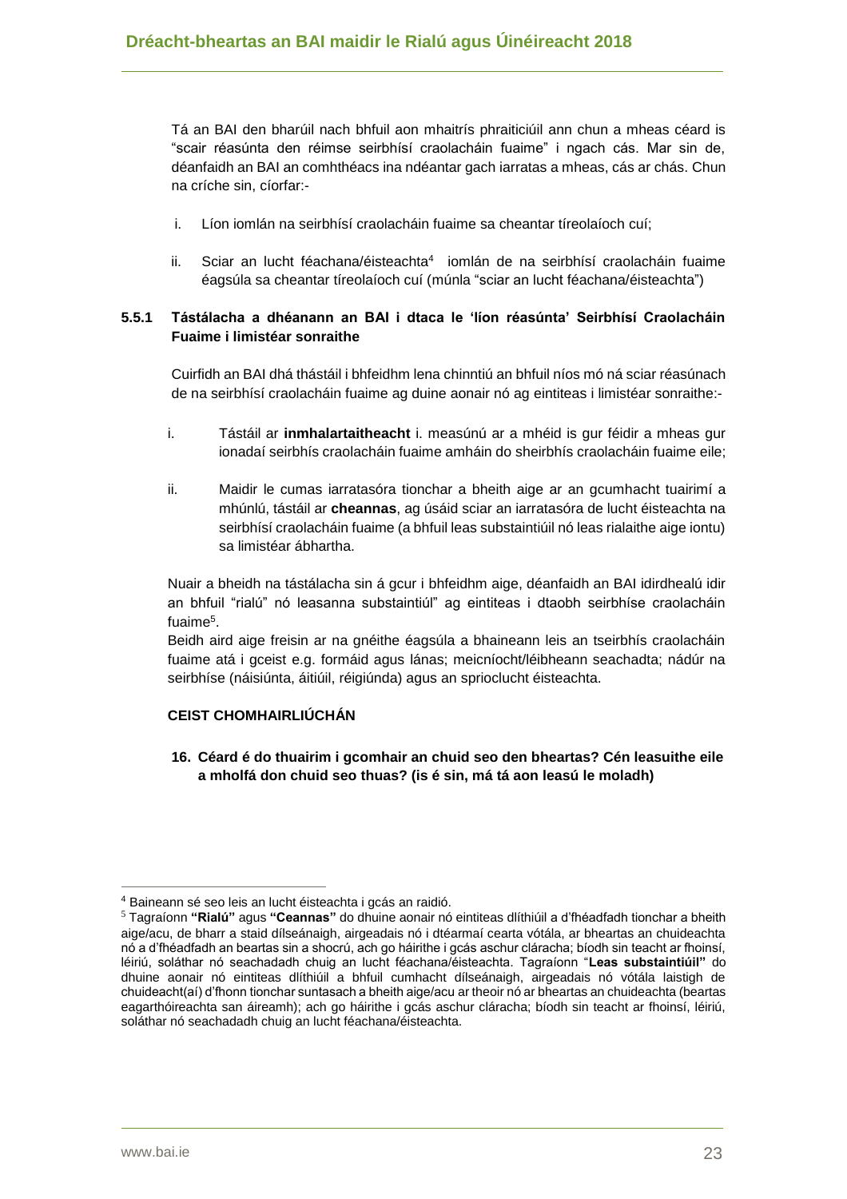Tá an BAI den bharúil nach bhfuil aon mhaitrís phraiticiúil ann chun a mheas céard is "scair réasúnta den réimse seirbhísí craolacháin fuaime" i ngach cás. Mar sin de, déanfaidh an BAI an comhthéacs ina ndéantar gach iarratas a mheas, cás ar chás. Chun na críche sin, cíorfar:-

i. Líon iomlán na seirbhísí craolacháin fuaime sa cheantar tíreolaíoch cuí;

ii. Sciar an lucht féachana/éisteachta[4] iomlán de na seirbhísí craolacháin fuaime éagsúla sa cheantar tíreolaíoch cuí (múnla "sciar an lucht féachana/éisteachta")

### 5.5.1 Tástálacha a dhéanann an BAI i dtaca le 'líon réasúnta' Seirbhísí Craolacháin Fuaime i limistéar sonraithe

Cuirfidh an BAI dhá thástáil i bhfeidhm lena chinntiú an bhfuil níos mó ná sciar réasúnach de na seirbhísí craolacháin fuaime ag duine aonair nó ag eintiteas i limistéar sonraithe:-

i. Tástáil ar **inmhalartaitheacht** i. measúnú ar a mhéid is gur féidir a mheas gur ionadaí seirbhís craolacháin fuaime amháin do sheirbhís craolacháin fuaime eile;

ii. Maidir le cumas iarratasóra tionchar a bheith aige ar an gcumhacht tuairimí a mhúnlú, tástáil ar **cheannas**, ag úsáid sciar an iarratasóra de lucht éisteachta na seirbhísí craolacháin fuaime (a bhfuil leas substaintiúil nó leas rialaithe aige iontu) sa limistéar ábhartha.

Nuair a bheidh na tástálacha sin á gcur i bhfeidhm aige, déanfaidh an BAI idirdhealú idir an bhfuil "rialú" nó leasanna substaintiúl" ag eintiteas i dtaobh seirbhíse craolacháin fuaime[5].

Beidh aird aige freisin ar na gnéithe éagsúla a bhaineann leis an tseirbhís craolacháin fuaime atá i gceist e.g. formáid agus lánas; meicníocht/léibheann seachadta; nádúr na seirbhíse (náisiúnta, áitiúil, réigiúnda) agus an spriocllucht éisteachta.

**CEIST CHOMHAIRLIÚCHÁN**

**16. Céard é do thuairim i gcomhair an chuid seo den bheartas? Cén leasuithe eile a mholfá don chuid seo thuas? (is é sin, má tá aon leasú le moladh)**

---

[4] Baineann sé seo leis an lucht éisteachta i gcás an raidió.

[5] Tagraíonn **"Rialú"** agus **"Ceannas"** do dhuine aonair nó eintiteas dlíthiúil a d'fhéadfadh tionchar a bheith aige/acu, de bharr a staid dílseánaigh, airgeadais nó i dtéarmaí cearta vótála, ar bheartas an chuideachta nó a d'fhéadfadh an beartas sin a shocrú, ach go háirithe i gcás aschur cláracha; bíodh sin teacht ar fhoinsí, léiriú, soláthar nó seachadadh chuig an lucht féachana/éisteachta. Tagraíonn "**Leas substaintiúil"** do dhuine aonair nó eintiteas dlíthiúil a bhfuil cumhacht dílseánaigh, airgeadais nó vótála laistigh de chuideacht(aí) d'fhonn tionchar suntasach a bheith aige/acu ar theoir nó ar bheartas an chuideachta (beartas eagarthóireachta san áireamh); ach go háirithe i gcás aschur cláracha; bíodh sin teacht ar fhoinsí, léiriú, soláthar nó seachadadh chuig an lucht féachana/éisteachta.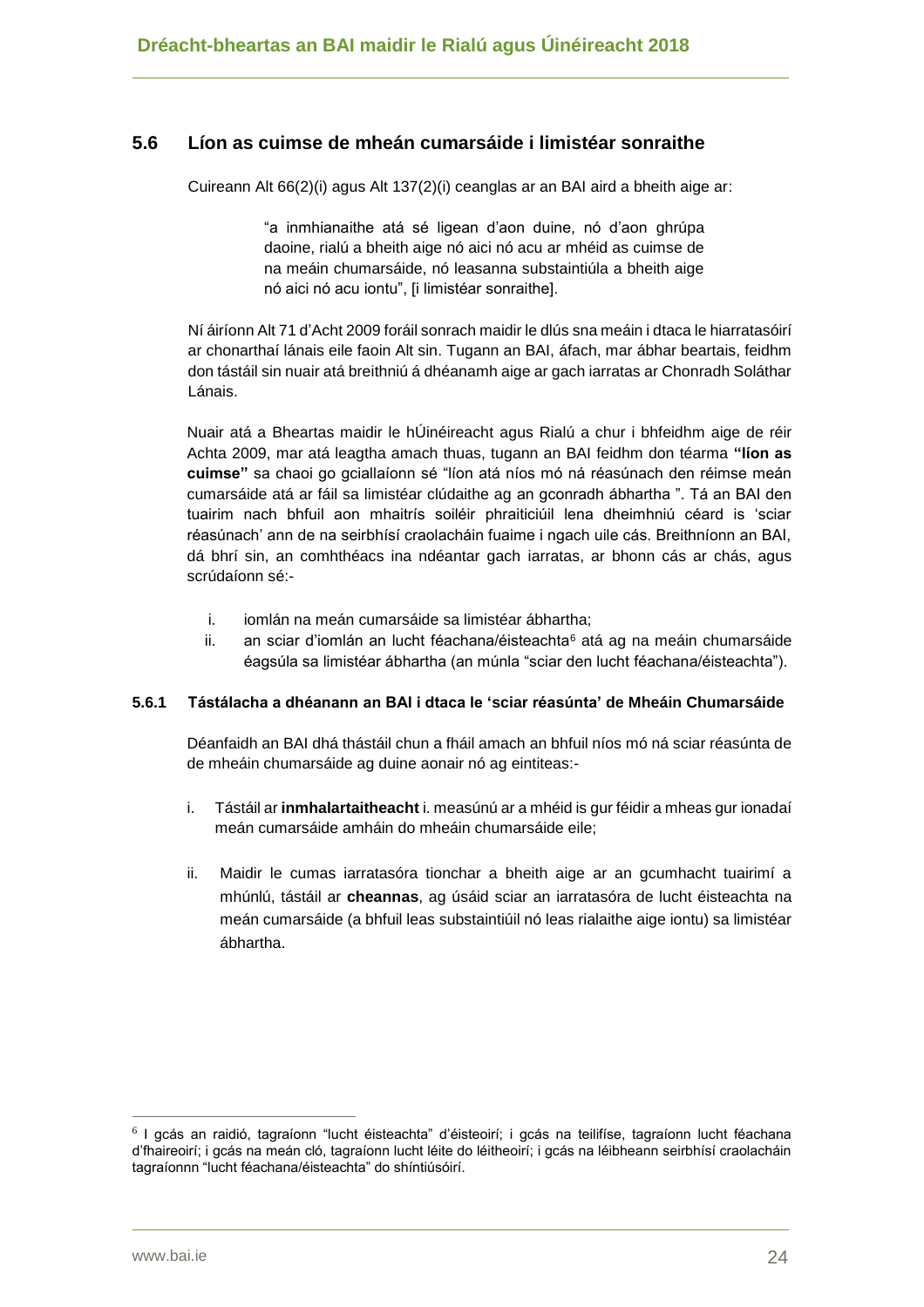## 5.6 Líon as cuimse de mheán cumarsáide i limistéar sonraithe

Cuireann Alt 66(2)(i) agus Alt 137(2)(i) ceanglas ar an BAI aird a bheith aige ar:

> "a inmhianaithe atá sé ligean d'aon duine, nó d'aon ghrúpa daoine, rialú a bheith aige nó aici nó acu ar mhéid as cuimse de na meáin chumarsáide, nó leasanna substaintiúla a bheith aige nó aici nó acu iontu", [i limistéar sonraithe].

Ní áiríonn Alt 71 d'Acht 2009 foráil sonrach maidir le dlús sna meáin i dtaca le hiarratasóirí ar chonarthaí lánais eile faoin Alt sin. Tugann an BAI, áfach, mar ábhar beartais, feidhm don tástáil sin nuair atá breithniú á dhéanamh aige ar gach iarratas ar Chonradh Soláthar Lánais.

Nuair atá a Bheartas maidir le hÚinéireacht agus Rialú a chur i bhfeidhm aige de réir Achta 2009, mar atá leagtha amach thuas, tugann an BAI feidhm don téarma **"líon as cuimse"** sa chaoi go gciallaíonn sé "líon atá níos mó ná réasúnach den réimse meán cumarsáide atá ar fáil sa limistéar clúdaithe ag an gconradh ábhartha ". Tá an BAI den tuairim nach bhfuil aon mhaitrís soiléir phraiticiúil lena dheimhniú céard is 'sciar réasúnach' ann de na seirbhísí craolacháin fuaime i ngach uile cás. Breithníonn an BAI, dá bhrí sin, an comhthéacs ina ndéantar gach iarratas, ar bhonn cás ar chás, agus scrúdaíonn sé:-

i. iomlán na meán cumarsáide sa limistéar ábhartha;
ii. an sciar d'iomlán an lucht féachana/éisteachta[6] atá ag na meáin chumarsáide éagsúla sa limistéar ábhartha (an múnla "sciar den lucht féachana/éisteachta").

### 5.6.1 Tástálacha a dhéanann an BAI i dtaca le 'sciar réasúnta' de Mheáin Chumarsáide

Déanfaidh an BAI dhá thástáil chun a fháil amach an bhfuil níos mó ná sciar réasúnta de de mheáin chumarsáide ag duine aonair nó ag eintiteas:-

i. Tástáil ar **inmhalartaitheacht** i. measúnú ar a mhéid is gur féidir a mheas gur ionadaí meán cumarsáide amháin do mheáin chumarsáide eile;

ii. Maidir le cumas iarratasóra tionchar a bheith aige ar an gcumhacht tuairimí a mhúnlú, tástáil ar **cheannas**, ag úsáid sciar an iarratasóra de lucht éisteachta na meán cumarsáide (a bhfuil leas substaintiúil nó leas rialaithe aige iontu) sa limistéar ábhartha.

---

[6] I gcás an raidió, tagraíonn "lucht éisteachta" d'éisteoirí; i gcás na teilifíse, tagraíonn lucht féachana d'fhaireoirí; i gcás na meán cló, tagraíonn lucht léite do léitheoirí; i gcás na léibheann seirbhísí craolacháin tagraíonnn "lucht féachana/éisteachta" do shíntiúsóirí.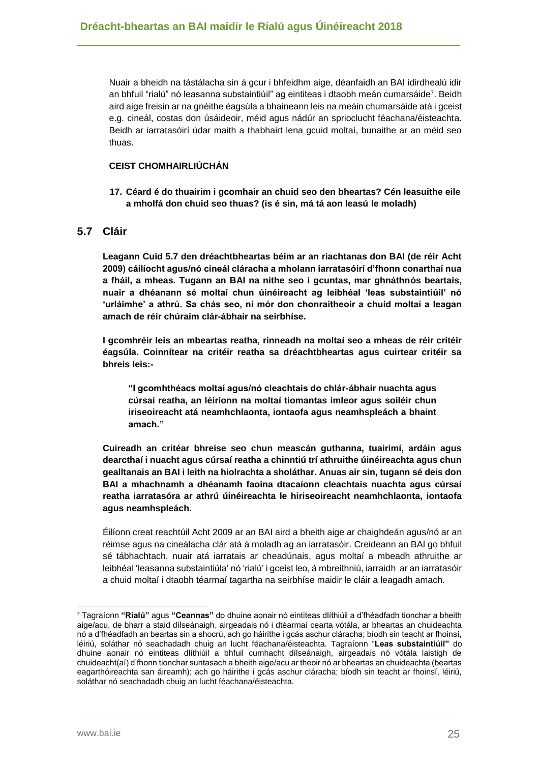Nuair a bheidh na tástálacha sin á gcur i bhfeidhm aige, déanfaidh an BAI idirdhealú idir an bhfuil "rialú" nó leasanna substaintiúil" ag eintiteas i dtaobh meán cumarsáide[7]. Beidh aird aige freisin ar na gnéithe éagsúla a bhaineann leis na meáin chumarsáide atá i gceist e.g. cineál, costas don úsáideoir, méid agus nádúr an sprioclucht féachana/éisteachta. Beidh ar iarratasóirí údar maith a thabhairt lena gcuid moltaí, bunaithe ar an méid seo thuas.

**CEIST CHOMHAIRLIÚCHÁN**

**17. Céard é do thuairim i gcomhair an chuid seo den bheartas? Cén leasuithe eile a mholfá don chuid seo thuas? (is é sin, má tá aon leasú le moladh)**

## 5.7 Cláir

**Leagann Cuid 5.7 den dréachtbheartas béim ar an riachtanas don BAI (de réir Acht 2009) cáilíocht agus/nó cineál cláracha a mholann iarratasóirí d'fhonn conarthaí nua a fháil, a mheas. Tugann an BAI na nithe seo i gcuntas, mar ghnáthnós beartais, nuair a dhéanann sé moltaí chun úinéireacht ag leibhéal 'leas substaintiúil' nó 'urláimhe' a athrú. Sa chás seo, ní mór don chonraitheoir a chuid moltaí a leagan amach de réir chúraim clár-ábhair na seirbhíse.**

**I gcomhréir leis an mbeartas reatha, rinneadh na moltaí seo a mheas de réir critéir éagsúla. Coinnítear na critéir reatha sa dréachtbheartas agus cuirtear critéir sa bhreis leis:-**

> **"I gcomhthéacs moltaí agus/nó cleachtais do chlár-ábhair nuachta agus cúrsaí reatha, an léiríonn na moltaí tiomantas imleor agus soiléir chun iriseoireacht atá neamhchlaonta, iontaofa agus neamhspleách a bhaint amach."**

**Cuireadh an critéar bhreise seo chun meascán guthanna, tuairimí, ardáin agus dearcthaí i nuacht agus cúrsaí reatha a chinntiú trí athruithe úinéireachta agus chun gealltanais an BAI i leith na hiolrachta a sholáthar. Anuas air sin, tugann sé deis don BAI a mhachnamh a dhéanamh faoina dtacaíonn cleachtais nuachta agus cúrsaí reatha iarratasóra ar athrú úinéireachta le hiriseoireacht neamhchlaonta, iontaofa agus neamhspleách.**

Éilíonn creat reachtúil Acht 2009 ar an BAI aird a bheith aige ar chaighdeán agus/nó ar an réimse agus na cineálacha clár atá á moladh ag an iarratasóir. Creideann an BAI go bhfuil sé tábhachtach, nuair atá iarratais ar cheadúnais, agus moltaí a mbeadh athruithe ar leibhéal 'leasanna substaintiúla' nó 'rialú' i gceist leo, á mbreithniú, iarraidh ar an iarratasóir a chuid moltaí i dtaobh téarmaí tagartha na seirbhíse maidir le cláir a leagadh amach.

---

[7] Tagraíonn **"Rialú"** agus **"Ceannas"** do dhuine aonair nó eintiteas dlíthiúil a d'fhéadfadh tionchar a bheith aige/acu, de bharr a staid dílseánaigh, airgeadais nó i dtéarmaí cearta vótála, ar bheartas an chuideachta nó a d'fhéadfadh an beartas sin a shocrú, ach go háirithe i gcás aschur cláracha; bíodh sin teacht ar fhoinsí, léiriú, soláthar nó seachadadh chuig an lucht féachana/éisteachta. Tagraíonn "**Leas substaintiúil"** do dhuine aonair nó eintiteas dlíthiúil a bhfuil cumhacht dílseánaigh, airgeadais nó vótála laistigh de chuideacht(aí) d'fhonn tionchar suntasach a bheith aige/acu ar theoir nó ar bheartas an chuideachta (beartas eagarthóireachta san áireamh); ach go háirithe i gcás aschur cláracha; bíodh sin teacht ar fhoinsí, léiriú, soláthar nó seachadadh chuig an lucht féachana/éisteachta.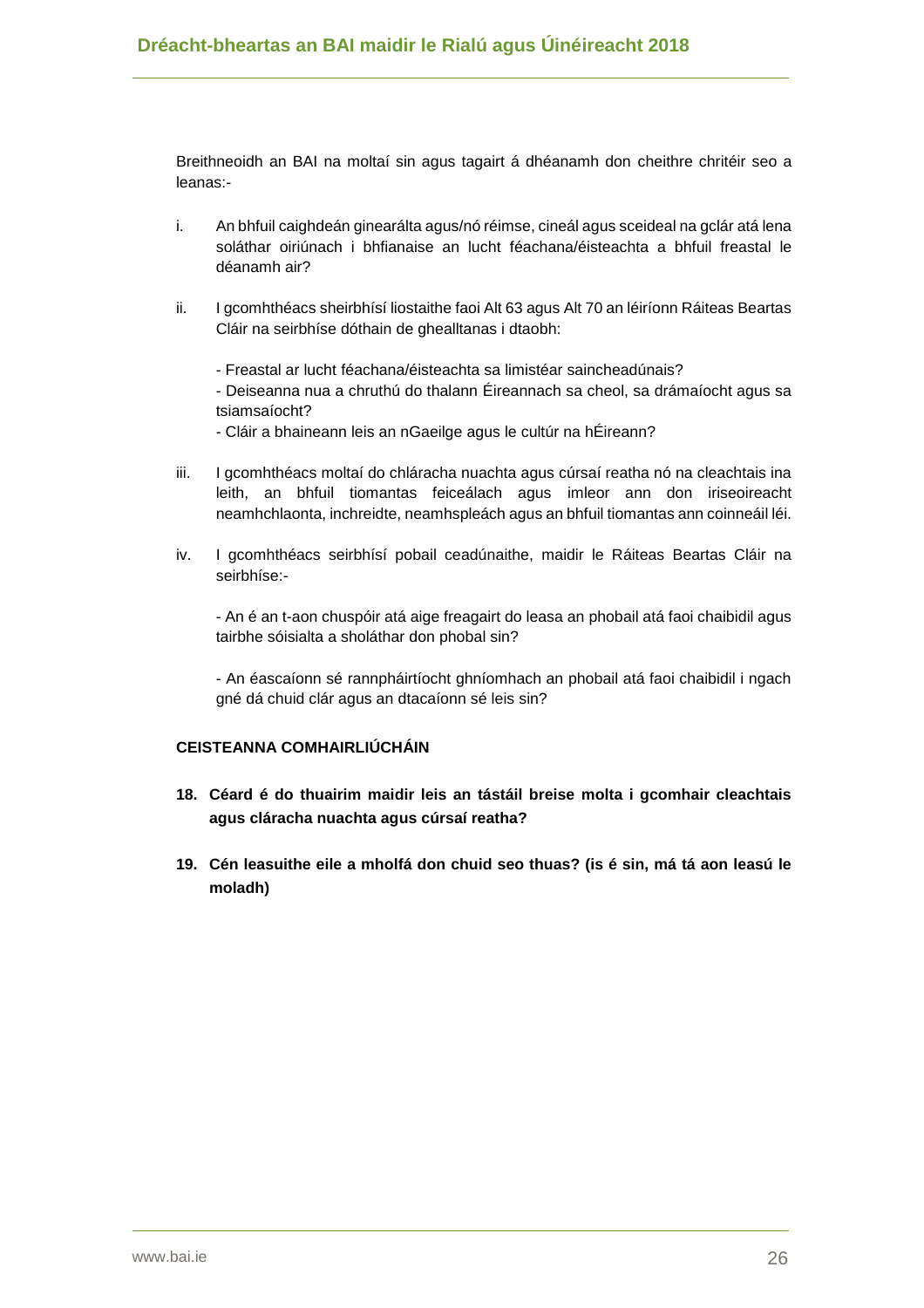Breithneoidh an BAI na moltaí sin agus tagairt á dhéanamh don cheithre chritéir seo a leanas:-

i. An bhfuil caighdeán ginearálta agus/nó réimse, cineál agus sceideal na gclár atá lena soláthar oiriúnach i bhfianaise an lucht féachana/éisteachta a bhfuil freastal le déanamh air?

ii. I gcomhthéacs sheirbhísí liostaithe faoi Alt 63 agus Alt 70 an léiríonn Ráiteas Beartas Cláir na seirbhíse dóthain de ghealltanas i dtaobh:

   - Freastal ar lucht féachana/éisteachta sa limistéar saincheadúnais?
   - Deiseanna nua a chruthú do thalann Éireannach sa cheol, sa drámaíocht agus sa tsiamsaíocht?
   - Cláir a bhaineann leis an nGaeilge agus le cultúr na hÉireann?

iii. I gcomhthéacs moltaí do chláracha nuachta agus cúrsaí reatha nó na cleachtais ina leith, an bhfuil tiomantas feiceálach agus imleor ann don iriseoireacht neamhchlaonta, inchreidte, neamhspleách agus an bhfuil tiomantas ann coinneáil léi.

iv. I gcomhthéacs seirbhísí pobail ceadúnaithe, maidir le Ráiteas Beartas Cláir na seirbhíse:-

   - An é an t-aon chuspóir atá aige freagairt do leasa an phobail atá faoi chaibidil agus tairbhe sóisialta a sholáthar don phobal sin?

   - An éascaíonn sé rannpháirtíocht ghníomhach an phobail atá faoi chaibidil i ngach gné dá chuid clár agus an dtacaíonn sé leis sin?

**CEISTEANNA COMHAIRLIÚCHÁIN**

**18. Céard é do thuairim maidir leis an tástáil breise molta i gcomhair cleachtais agus cláracha nuachta agus cúrsaí reatha?**

**19. Cén leasuithe eile a mholfá don chuid seo thuas? (is é sin, má tá aon leasú le moladh)**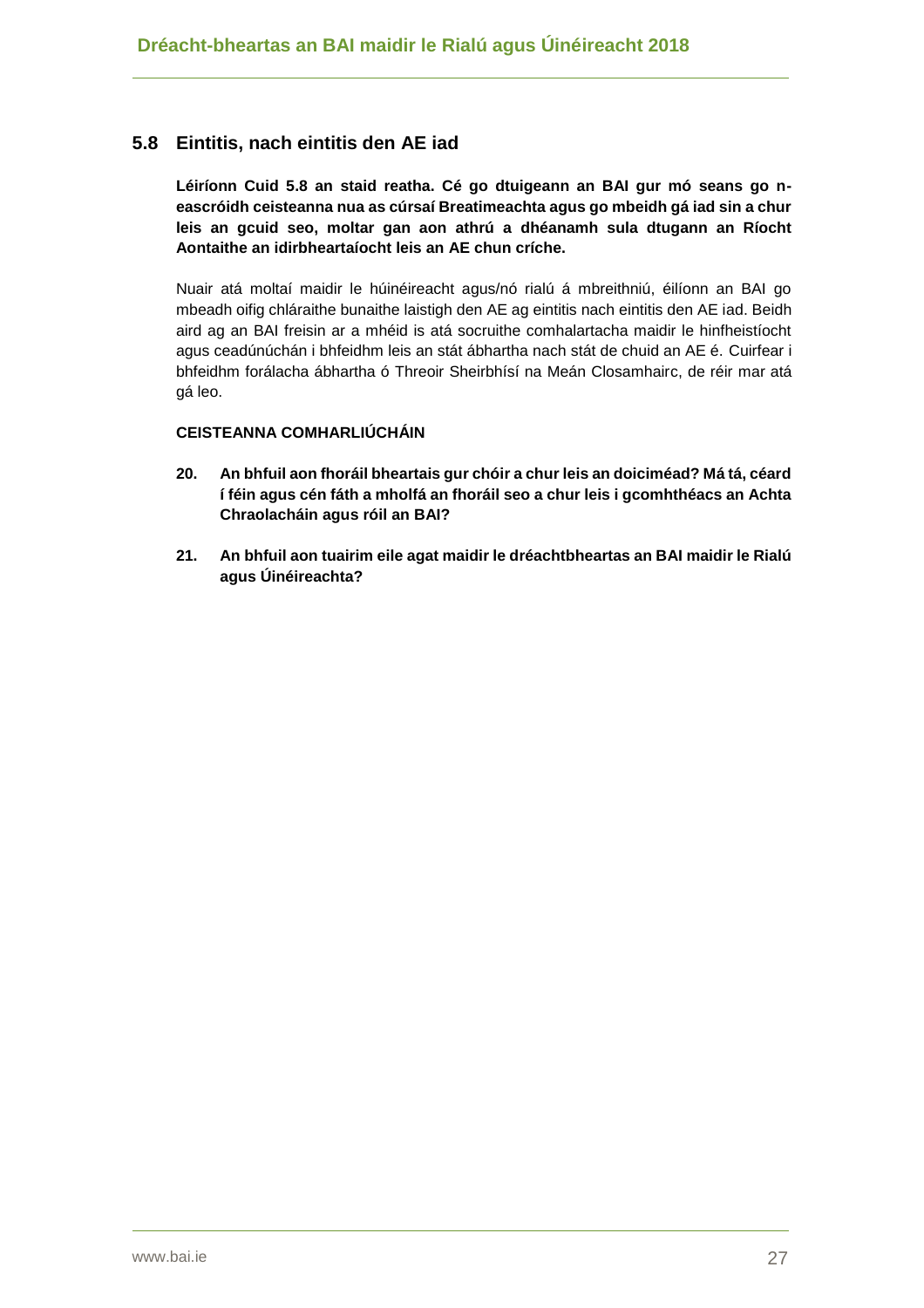## 5.8 Eintitis, nach eintitis den AE iad

**Léiríonn Cuid 5.8 an staid reatha. Cé go dtuigeann an BAI gur mó seans go n-eascróidh ceisteanna nua as cúrsaí Breatimeachta agus go mbeidh gá iad sin a chur leis an gcuid seo, moltar gan aon athrú a dhéanamh sula dtugann an Ríocht Aontaithe an idirbheartaíocht leis an AE chun críche.**

Nuair atá moltaí maidir le húinéireacht agus/nó rialú á mbreithniú, éilíonn an BAI go mbeadh oifig chláraithe bunaithe laistigh den AE ag eintitis nach eintitis den AE iad. Beidh aird ag an BAI freisin ar a mhéid is atá socruithe comhalartacha maidir le hinfheistíocht agus ceadúnúchán i bhfeidhm leis an stát ábhartha nach stát de chuid an AE é. Cuirfear i bhfeidhm forálacha ábhartha ó Threoir Sheirbhísí na Meán Closamhairc, de réir mar atá gá leo.

**CEISTEANNA COMHARLIÚCHÁIN**

**20. An bhfuil aon fhoráil bheartais gur chóir a chur leis an doiciméad? Má tá, céard í féin agus cén fáth a mholfá an fhoráil seo a chur leis i gcomhthéacs an Achta Chraolacháin agus róil an BAI?**

**21. An bhfuil aon tuairim eile agat maidir le dréachtbheartas an BAI maidir le Rialú agus Úinéireachta?**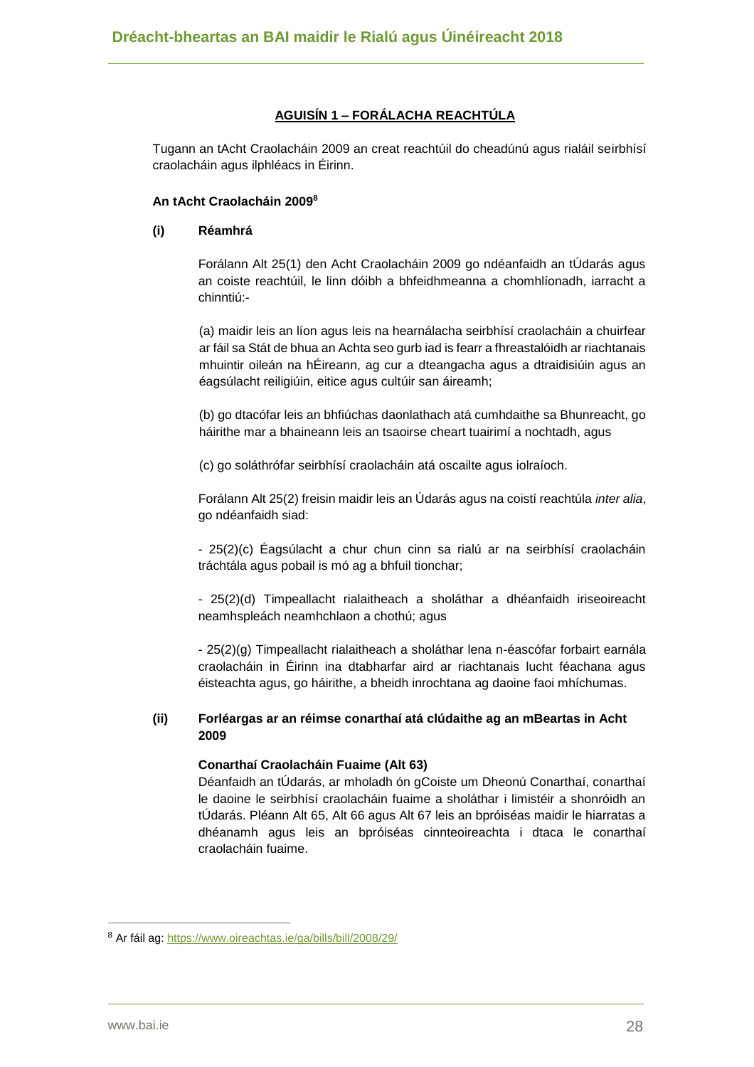## AGUISÍN 1 – FORÁLACHA REACHTÚLA

Tugann an tAcht Craolacháin 2009 an creat reachtúil do cheadúnú agus rialáil seirbhísí craolacháin agus ilphléacs in Éirinn.

### An tAcht Craolacháin 2009[8]

**(i) Réamhrá**

Forálann Alt 25(1) den Acht Craolacháin 2009 go ndéanfaidh an tÚdarás agus an coiste reachtúil, le linn dóibh a bhfeidhmeanna a chomhlíonadh, iarracht a chinntiú:-

(a) maidir leis an líon agus leis na hearnálacha seirbhísí craolacháin a chuirfear ar fáil sa Stát de bhua an Achta seo gurb iad is fearr a fhreastalóidh ar riachtanais mhuintir oileán na hÉireann, ag cur a dteangacha agus a dtraidisiúin agus an éagsúlacht reiligiúin, eitice agus cultúir san áireamh;

(b) go dtacófar leis an bhfiúchas daonlathach atá cumhdaithe sa Bhunreacht, go háirithe mar a bhaineann leis an tsaoirse cheart tuairimí a nochtadh, agus

(c) go soláthrófar seirbhísí craolacháin atá oscailte agus iolraíoch.

Forálann Alt 25(2) freisin maidir leis an Údarás agus na coistí reachtúla *inter alia*, go ndéanfaidh siad:

- 25(2)(c) Éagsúlacht a chur chun cinn sa rialú ar na seirbhísí craolacháin tráchtála agus pobail is mó ag a bhfuil tionchar;

- 25(2)(d) Timpeallacht rialaitheach a sholáthar a dhéanfaidh iriseoireacht neamhspleách neamhchlaon a chothú; agus

- 25(2)(g) Timpeallacht rialaitheach a sholáthar lena n-éascófar forbairt earnála craolacháin in Éirinn ina dtabharfar aird ar riachtanais lucht féachana agus éisteachta agus, go háirithe, a bheidh inrochtana ag daoine faoi mhíchumas.

**(ii) Forléargas ar an réimse conarthaí atá clúdaithe ag an mBeartas in Acht 2009**

**Conarthaí Craolacháin Fuaime (Alt 63)**

Déanfaidh an tÚdarás, ar mholadh ón gCoiste um Dheonú Conarthaí, conarthaí le daoine le seirbhísí craolacháin fuaime a sholáthar i limistéir a shonróidh an tÚdarás. Pléann Alt 65, Alt 66 agus Alt 67 leis an bpróiséas maidir le hiarratas a dhéanamh agus leis an bpróiséas cinnteoireachta i dtaca le conarthaí craolacháin fuaime.

---

[8] Ar fáil ag: https://www.oireachtas.ie/ga/bills/bill/2008/29/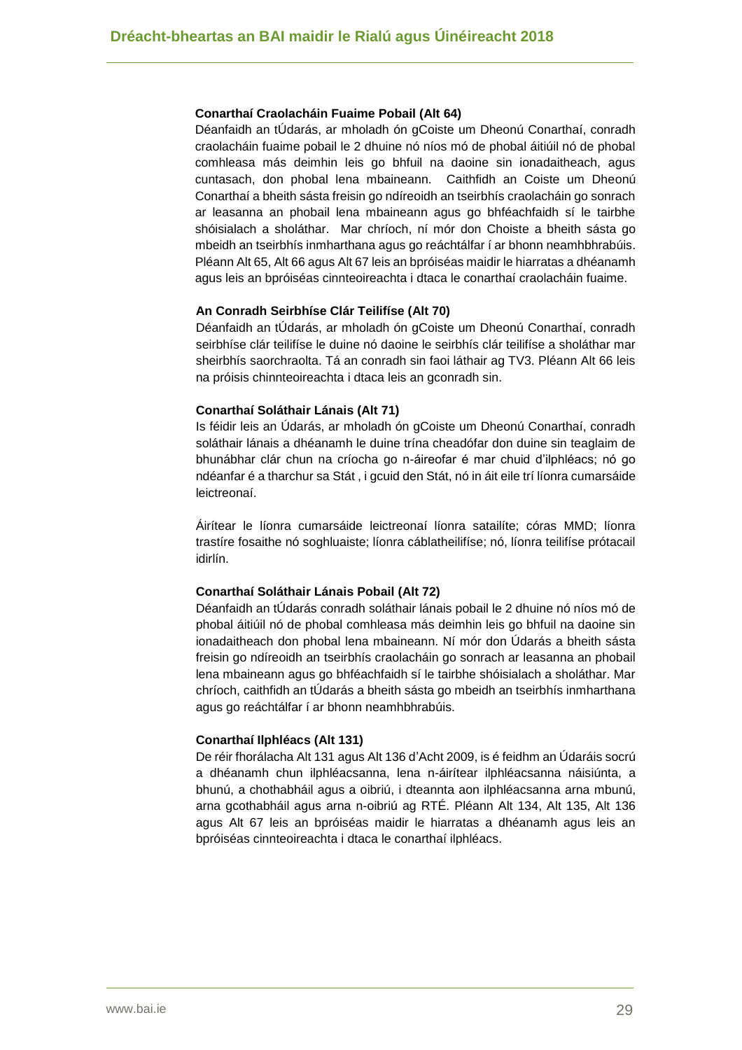**Conarthaí Craolacháin Fuaime Pobail (Alt 64)**

Déanfaidh an tÚdarás, ar mholadh ón gCoiste um Dheonú Conarthaí, conradh craolacháin fuaime pobail le 2 dhuine nó níos mó de phobal áitiúil nó de phobal comhleasa más deimhin leis go bhfuil na daoine sin ionadaitheach, agus cuntasach, don phobal lena mbaineann. Caithfidh an Coiste um Dheonú Conarthaí a bheith sásta freisin go ndíreoidh an tseirbhís craolacháin go sonrach ar leasanna an phobail lena mbaineann agus go bhféachfaidh sí le tairbhe shóisialach a sholáthar. Mar chríoch, ní mór don Choiste a bheith sásta go mbeidh an tseirbhís inmharthana agus go reáchtálfar í ar bhonn neamhbhrabúis. Pléann Alt 65, Alt 66 agus Alt 67 leis an bpróiséas maidir le hiarratas a dhéanamh agus leis an bpróiséas cinnteoireachta i dtaca le conarthaí craolacháin fuaime.

**An Conradh Seirbhíse Clár Teilifíse (Alt 70)**

Déanfaidh an tÚdarás, ar mholadh ón gCoiste um Dheonú Conarthaí, conradh seirbhíse clár teilifíse le duine nó daoine le seirbhís clár teilifíse a sholáthar mar sheirbhís saorchraolta. Tá an conradh sin faoi láthair ag TV3. Pléann Alt 66 leis na próisis chinnteoireachta i dtaca leis an gconradh sin.

**Conarthaí Soláthair Lánais (Alt 71)**

Is féidir leis an Údarás, ar mholadh ón gCoiste um Dheonú Conarthaí, conradh soláthair lánais a dhéanamh le duine trína cheadófar don duine sin teaglaim de bhunábhar clár chun na críocha go n-áireofar é mar chuid d'ilphléacs; nó go ndéanfar é a tharchur sa Stát , i gcuid den Stát, nó in áit eile trí líonra cumarsáide leictreonaí.

Áirítear le líonra cumarsáide leictreonaí líonra satailíte; córas MMD; líonra trastíre fosaithe nó soghluaiste; líonra cáblatheilifíse; nó, líonra teilifíse prótacail idirlín.

**Conarthaí Soláthair Lánais Pobail (Alt 72)**

Déanfaidh an tÚdarás conradh soláthair lánais pobail le 2 dhuine nó níos mó de phobal áitiúil nó de phobal comhleasa más deimhin leis go bhfuil na daoine sin ionadaitheach don phobal lena mbaineann. Ní mór don Údarás a bheith sásta freisin go ndíreoidh an tseirbhís craolacháin go sonrach ar leasanna an phobail lena mbaineann agus go bhféachfaidh sí le tairbhe shóisialach a sholáthar. Mar chríoch, caithfidh an tÚdarás a bheith sásta go mbeidh an tseirbhís inmharthana agus go reáchtálfar í ar bhonn neamhbhrabúis.

**Conarthaí Ilphléacs (Alt 131)**

De réir fhorálacha Alt 131 agus Alt 136 d'Acht 2009, is é feidhm an Údaráis socrú a dhéanamh chun ilphléacsanna, lena n-áirítear ilphléacsanna náisiúnta, a bhunú, a chothabháil agus a oibriú, i dteannta aon ilphléacsanna arna mbunú, arna gcothabháil agus arna n-oibriú ag RTÉ. Pléann Alt 134, Alt 135, Alt 136 agus Alt 67 leis an bpróiséas maidir le hiarratas a dhéanamh agus leis an bpróiséas cinnteoireachta i dtaca le conarthaí ilphléacs.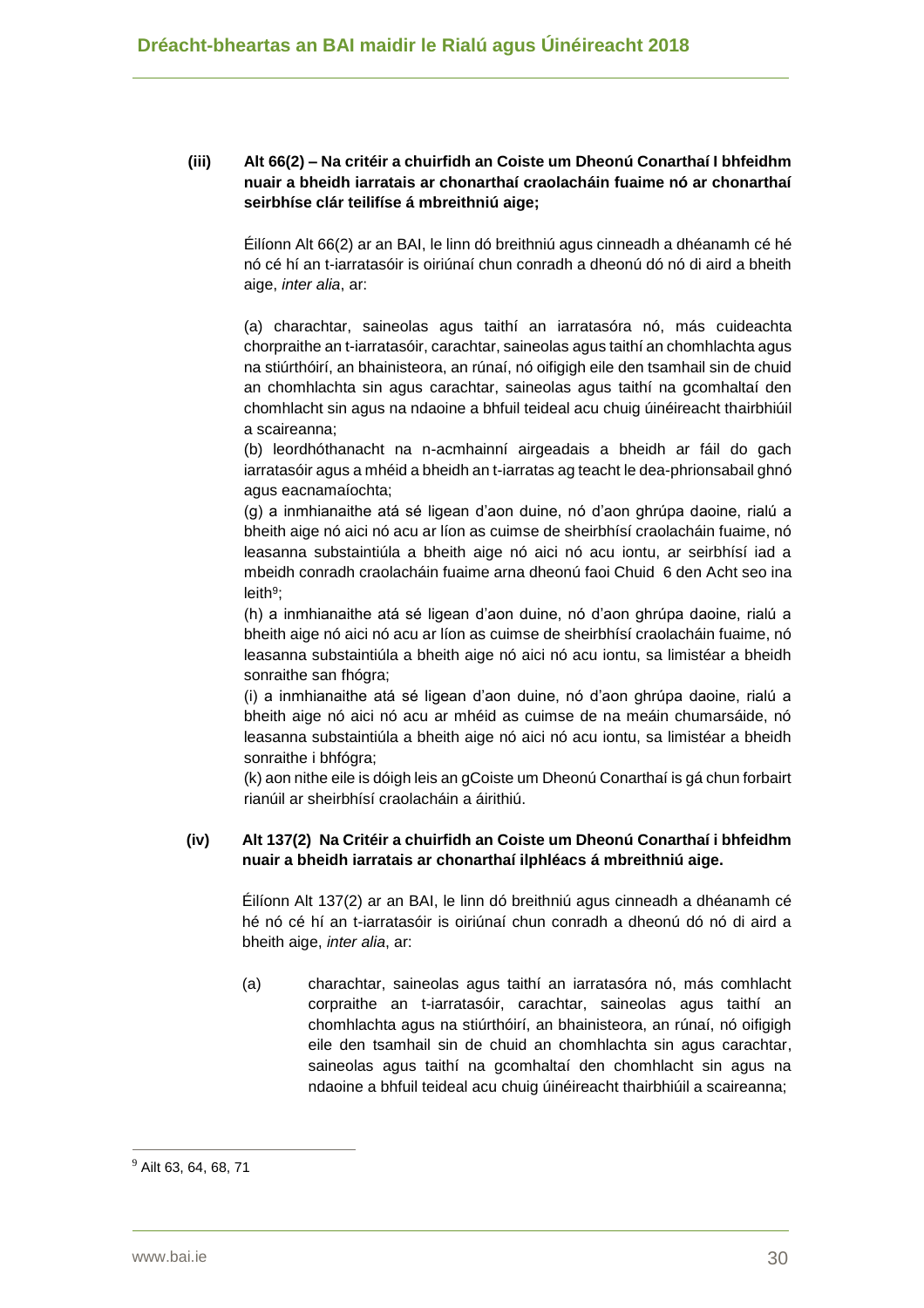**(iii) Alt 66(2) – Na critéir a chuirfidh an Coiste um Dheonú Conarthaí I bhfeidhm nuair a bheidh iarratais ar chonarthaí craolacháin fuaime nó ar chonarthaí seirbhíse clár teilifíse á mbreithniú aige;**

Éilíonn Alt 66(2) ar an BAI, le linn dó breithniú agus cinneadh a dhéanamh cé hé nó cé hí an t-iarratasóir is oiriúnaí chun conradh a dheonú dó nó di aird a bheith aige, *inter alia*, ar:

(a) charachtar, saineolas agus taithí an iarratasóra nó, más cuideachta chorpraithe an t-iarratasóir, carachtar, saineolas agus taithí an chomhlachta agus na stiúrthóirí, an bhainisteora, an rúnaí, nó oifigigh eile den tsamhail sin de chuid an chomhlachta sin agus carachtar, saineolas agus taithí na gcomhaltaí den chomhlacht sin agus na ndaoine a bhfuil teideal acu chuig úinéireacht thairbhiúil a scaireanna;

(b) leordhóthanacht na n-acmhainní airgeadais a bheidh ar fáil do gach iarratasóir agus a mhéid a bheidh an t-iarratas ag teacht le dea-phrionsabail ghnó agus eacnamaíochta;

(g) a inmhianaithe atá sé ligean d'aon duine, nó d'aon ghrúpa daoine, rialú a bheith aige nó aici nó acu ar líon as cuimse de sheirbhísí craolacháin fuaime, nó leasanna substaintiúla a bheith aige nó aici nó acu iontu, ar seirbhísí iad a mbeidh conradh craolacháin fuaime arna dheonú faoi Chuid 6 den Acht seo ina leith[9];

(h) a inmhianaithe atá sé ligean d'aon duine, nó d'aon ghrúpa daoine, rialú a bheith aige nó aici nó acu ar líon as cuimse de sheirbhísí craolacháin fuaime, nó leasanna substaintiúla a bheith aige nó aici nó acu iontu, sa limistéar a bheidh sonraithe san fhógra;

(i) a inmhianaithe atá sé ligean d'aon duine, nó d'aon ghrúpa daoine, rialú a bheith aige nó aici nó acu ar mhéid as cuimse de na meáin chumarsáide, nó leasanna substaintiúla a bheith aige nó aici nó acu iontu, sa limistéar a bheidh sonraithe i bhfógra;

(k) aon nithe eile is dóigh leis an gCoiste um Dheonú Conarthaí is gá chun forbairt rianúil ar sheirbhísí craolacháin a áirithiú.

**(iv) Alt 137(2) Na Critéir a chuirfidh an Coiste um Dheonú Conarthaí i bhfeidhm nuair a bheidh iarratais ar chonarthaí ilphléacs á mbreithniú aige.**

Éilíonn Alt 137(2) ar an BAI, le linn dó breithniú agus cinneadh a dhéanamh cé hé nó cé hí an t-iarratasóir is oiriúnaí chun conradh a dheonú dó nó di aird a bheith aige, *inter alia*, ar:

(a) charachtar, saineolas agus taithí an iarratasóra nó, más comhlacht corpraithe an t-iarratasóir, carachtar, saineolas agus taithí an chomhlachta agus na stiúrthóirí, an bhainisteora, an rúnaí, nó oifigigh eile den tsamhail sin de chuid an chomhlachta sin agus carachtar, saineolas agus taithí na gcomhaltaí den chomhlacht sin agus na ndaoine a bhfuil teideal acu chuig úinéireacht thairbhiúil a scaireanna;

---

[9] Ailt 63, 64, 68, 71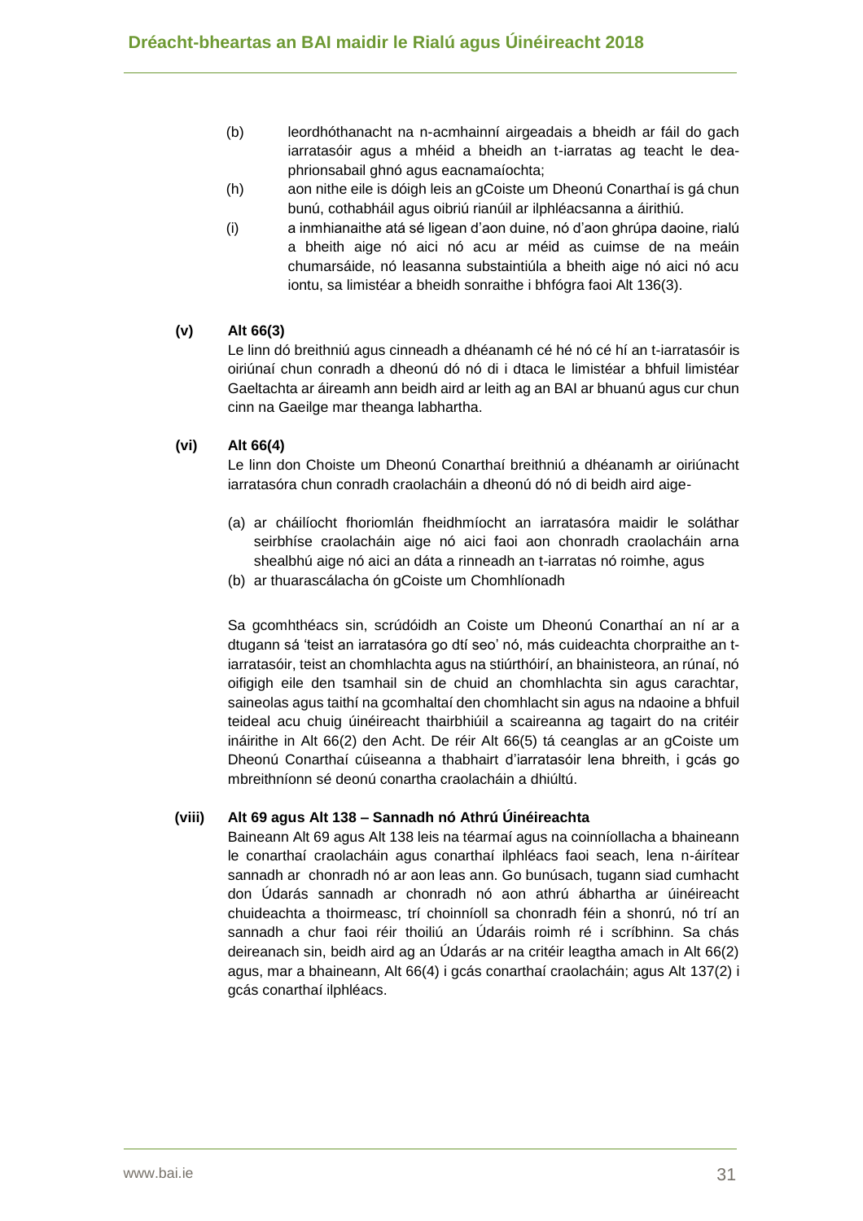(b) leordhóthanacht na n-acmhainní airgeadais a bheidh ar fáil do gach iarratasóir agus a mhéid a bheidh an t-iarratas ag teacht le dea-phrionsabail ghnó agus eacnamaíochta;

(h) aon nithe eile is dóigh leis an gCoiste um Dheonú Conarthaí is gá chun bunú, cothabháil agus oibriú rianúil ar ilphléacsanna a áirithiú.

(i) a inmhianaithe atá sé ligean d'aon duine, nó d'aon ghrúpa daoine, rialú a bheith aige nó aici nó acu ar méid as cuimse de na meáin chumarsáide, nó leasanna substaintiúla a bheith aige nó aici nó acu iontu, sa limistéar a bheidh sonraithe i bhfógra faoi Alt 136(3).

**(v) Alt 66(3)**

Le linn dó breithniú agus cinneadh a dhéanamh cé hé nó cé hí an t-iarratasóir is oiriúnaí chun conradh a dheonú dó nó di i dtaca le limistéar a bhfuil limistéar Gaeltachta ar áireamh ann beidh aird ar leith ag an BAI ar bhuanú agus cur chun cinn na Gaeilge mar theanga labhartha.

**(vi) Alt 66(4)**

Le linn don Choiste um Dheonú Conarthaí breithniú a dhéanamh ar oiriúnacht iarratasóra chun conradh craolacháin a dheonú dó nó di beidh aird aige-

(a) ar cháilíocht fhoriomlán fheidhmíocht an iarratasóra maidir le soláthar seirbhíse craolacháin aige nó aici faoi aon chonradh craolacháin arna shealbhú aige nó aici an dáta a rinneadh an t-iarratas nó roimhe, agus
(b) ar thuarascálacha ón gCoiste um Chomhlíonadh

Sa gcomhthéacs sin, scrúdóidh an Coiste um Dheonú Conarthaí an ní ar a dtugann sá 'teist an iarratasóra go dtí seo' nó, más cuideachta chorpraithe an t-iarratasóir, teist an chomhlachta agus na stiúrthóirí, an bhainisteora, an rúnaí, nó oifigigh eile den tsamhail sin de chuid an chomhlachta sin agus carachtar, saineolas agus taithí na gcomhaltaí den chomhlacht sin agus na ndaoine a bhfuil teideal acu chuig úinéireacht thairbhiúil a scaireanna ag tagairt do na critéir ináirithe in Alt 66(2) den Acht. De réir Alt 66(5) tá ceanglas ar an gCoiste um Dheonú Conarthaí cúiseanna a thabhairt d'iarratasóir lena bhreith, i gcás go mbreithníonn sé deonú conartha craolacháin a dhiúltú.

**(viii) Alt 69 agus Alt 138 – Sannadh nó Athrú Úinéireachta**

Baineann Alt 69 agus Alt 138 leis na téarmaí agus na coinníollacha a bhaineann le conarthaí craolacháin agus conarthaí ilphléacs faoi seach, lena n-áirítear sannadh ar chonradh nó ar aon leas ann. Go bunúsach, tugann siad cumhacht don Údarás sannadh ar chonradh nó aon athrú ábhartha ar úinéireacht chuideachta a thoirmeasc, trí choinníoll sa chonradh féin a shonrú, nó trí an sannadh a chur faoi réir thoiliú an Údaráis roimh ré i scríbhinn. Sa chás deireanach sin, beidh aird ag an Údarás ar na critéir leagtha amach in Alt 66(2) agus, mar a bhaineann, Alt 66(4) i gcás conarthaí craolacháin; agus Alt 137(2) i gcás conarthaí ilphléacs.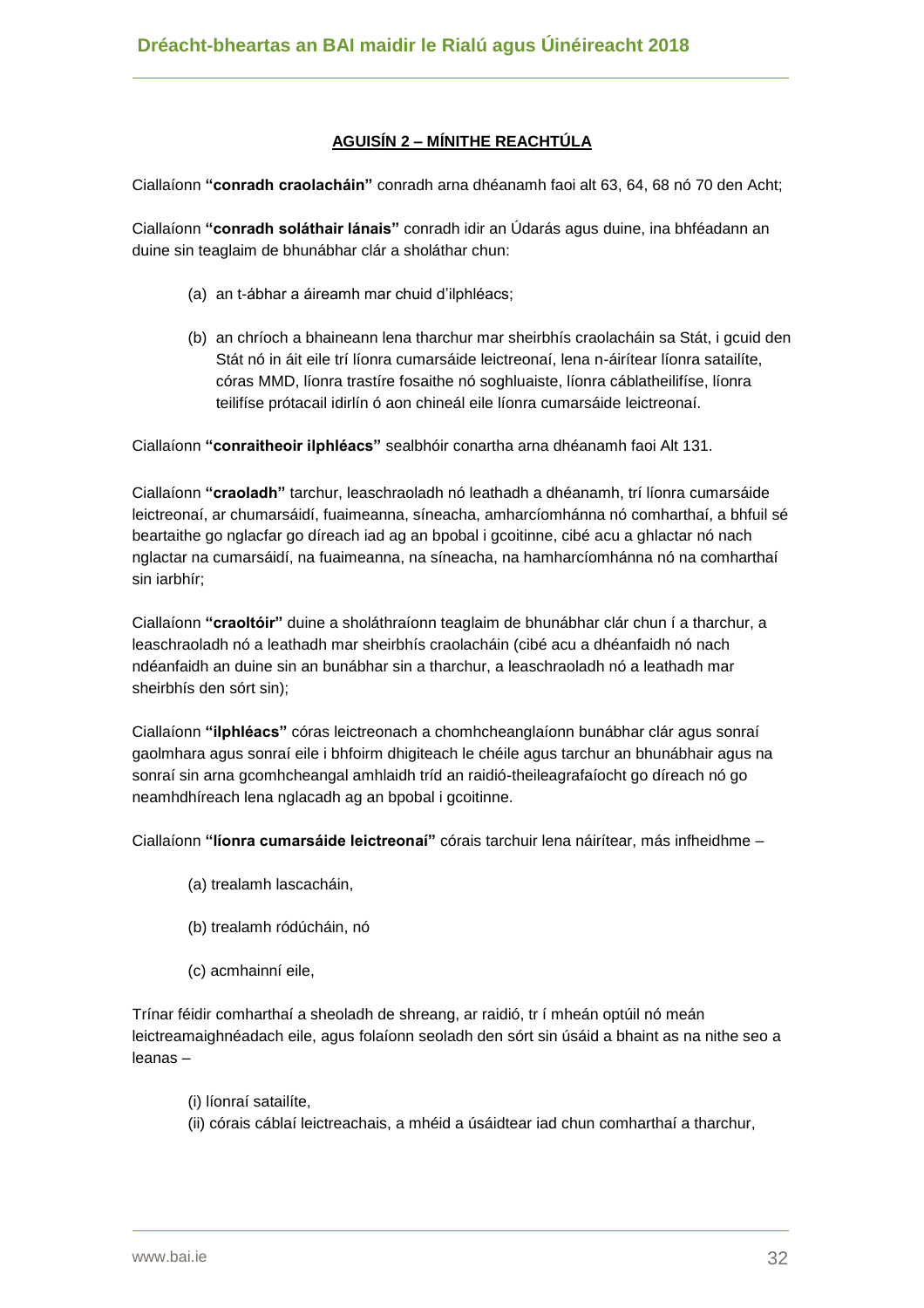## AGUISÍN 2 – MÍNITHE REACHTÚLA

Ciallaíonn **"conradh craolacháin"** conradh arna dhéanamh faoi alt 63, 64, 68 nó 70 den Acht;

Ciallaíonn **"conradh soláthair lánais"** conradh idir an Údarás agus duine, ina bhféadann an duine sin teaglaim de bhunábhar clár a sholáthar chun:

(a) an t-ábhar a áireamh mar chuid d'ilphléacs;

(b) an chríoch a bhaineann lena tharchur mar sheirbhís craolacháin sa Stát, i gcuid den Stát nó in áit eile trí líonra cumarsáide leictreonaí, lena n-áirítear líonra satailíte, córas MMD, líonra trastíre fosaithe nó soghluaiste, líonra cáblatheilifíse, líonra teilifíse prótacail idirlín ó aon chineál eile líonra cumarsáide leictreonaí.

Ciallaíonn **"conraitheoir ilphléacs"** sealbhóir conartha arna dhéanamh faoi Alt 131.

Ciallaíonn **"craoladh"** tarchur, leaschraoladh nó leathadh a dhéanamh, trí líonra cumarsáide leictreonaí, ar chumarsáidí, fuaimeanna, síneacha, amharcíomhánna nó comharthaí, a bhfuil sé beartaithe go nglacfar go díreach iad ag an bpobal i gcoitinne, cibé acu a ghlactar nó nach nglactar na cumarsáidí, na fuaimeanna, na síneacha, na hamharcíomhánna nó na comharthaí sin iarbhír;

Ciallaíonn **"craoltóir"** duine a sholáthraíonn teaglaim de bhunábhar clár chun í a tharchur, a leaschraoladh nó a leathadh mar sheirbhís craolacháin (cibé acu a dhéanfaidh nó nach ndéanfaidh an duine sin an bunábhar sin a tharchur, a leaschraoladh nó a leathadh mar sheirbhís den sórt sin);

Ciallaíonn **"ilphléacs"** córas leictreonach a chomhcheanglaíonn bunábhar clár agus sonraí gaolmhara agus sonraí eile i bhfoirm dhigiteach le chéile agus tarchur an bhunábhair agus na sonraí sin arna gcomhcheangal amhlaidh tríd an raidió-theileagrafaíocht go díreach nó go neamhdhíreach lena nglacadh ag an bpobal i gcoitinne.

Ciallaíonn **"líonra cumarsáide leictreonaí"** córais tarchuir lena náirítear, más infheidhme –

(a) trealamh lascacháin,

(b) trealamh ródúcháin, nó

(c) acmhainní eile,

Trínar féidir comharthaí a sheoladh de shreang, ar raidió, tr í mheán optúil nó meán leictreamaighnéadach eile, agus folaíonn seoladh den sórt sin úsáid a bhaint as na nithe seo a leanas –

(i) líonraí satailíte,
(ii) córais cáblaí leictreachais, a mhéid a úsáidtear iad chun comharthaí a tharchur,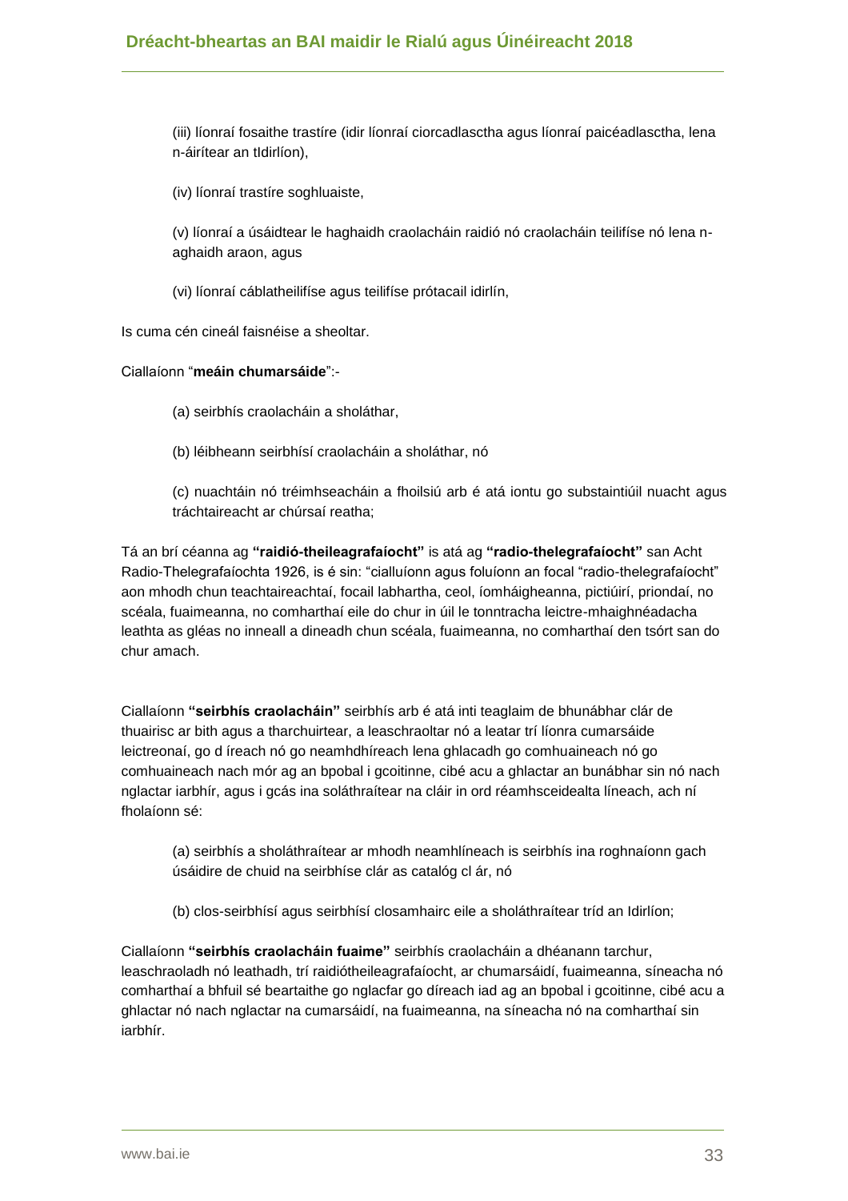(iii) líonraí fosaithe trastíre (idir líonraí ciorcadlasctha agus líonraí paicéadlasctha, lena n-áirítear an tIdirlíon),

(iv) líonraí trastíre soghluaiste,

(v) líonraí a úsáidtear le haghaidh craolacháin raidió nó craolacháin teilifíse nó lena n-aghaidh araon, agus

(vi) líonraí cáblatheilifíse agus teilifíse prótacail idirlín,

Is cuma cén cineál faisnéise a sheoltar.

Ciallaíonn "**meáin chumarsáide**":-

(a) seirbhís craolacháin a sholáthar,

(b) léibheann seirbhísí craolacháin a sholáthar, nó

(c) nuachtáin nó tréimhseacháin a fhoilsiú arb é atá iontu go substaintiúil nuacht agus tráchtaireacht ar chúrsaí reatha;

Tá an brí céanna ag **"raidió-theileagrafaíocht"** is atá ag **"radio-thelegrafaíocht"** san Acht Radio-Thelegrafaíochta 1926, is é sin: "cialluíonn agus foluíonn an focal "radio-thelegrafaíocht" aon mhodh chun teachtaireachtaí, focail labhartha, ceol, íomháigheanna, pictiúirí, priondaí, no scéala, fuaimeanna, no comharthaí eile do chur in úil le tonntracha leictre-mhaighnéadacha leathta as gléas no inneall a dineadh chun scéala, fuaimeanna, no comharthaí den tsórt san do chur amach.

Ciallaíonn **"seirbhís craolacháin"** seirbhís arb é atá inti teaglaim de bhunábhar clár de thuairisc ar bith agus a tharchuirtear, a leaschraoltar nó a leatar trí líonra cumarsáide leictreonaí, go d íreach nó go neamhdhíreach lena ghlacadh go comhuaineach nó go comhuaineach nach mór ag an bpobal i gcoitinne, cibé acu a ghlactar an bunábhar sin nó nach nglactar iarbhír, agus i gcás ina soláthraítear na cláir in ord réamhsceidealta líneach, ach ní fholaíonn sé:

(a) seirbhís a sholáthraítear ar mhodh neamhlíneach is seirbhís ina roghnaíonn gach úsáidire de chuid na seirbhíse clár as catalóg cl ár, nó

(b) clos-seirbhísí agus seirbhísí closamhairc eile a sholáthraítear tríd an Idirlíon;

Ciallaíonn **"seirbhís craolacháin fuaime"** seirbhís craolacháin a dhéanann tarchur, leaschraoladh nó leathadh, trí raidiótheileagrafaíocht, ar chumarsáidí, fuaimeanna, síneacha nó comharthaí a bhfuil sé beartaithe go nglacfar go díreach iad ag an bpobal i gcoitinne, cibé acu a ghlactar nó nach nglactar na cumarsáidí, na fuaimeanna, na síneacha nó na comharthaí sin iarbhír.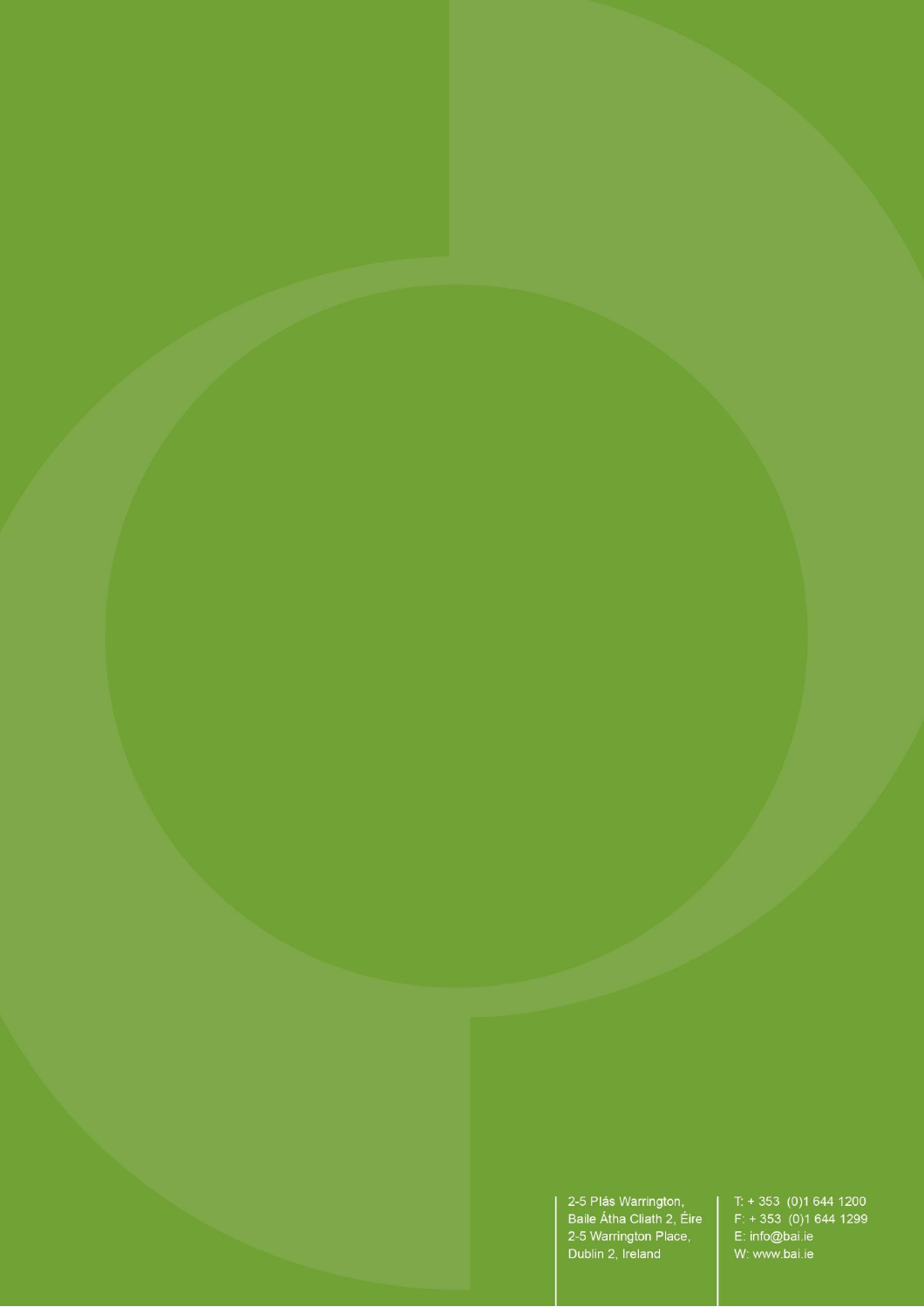2-5 Plás Warrington,
Baile Átha Cliath 2, Éire
2-5 Warrington Place,
Dublin 2, Ireland

T: + 353 (0)1 644 1200
F: + 353 (0)1 644 1299
E: info@bai.ie
W: www.bai.ie